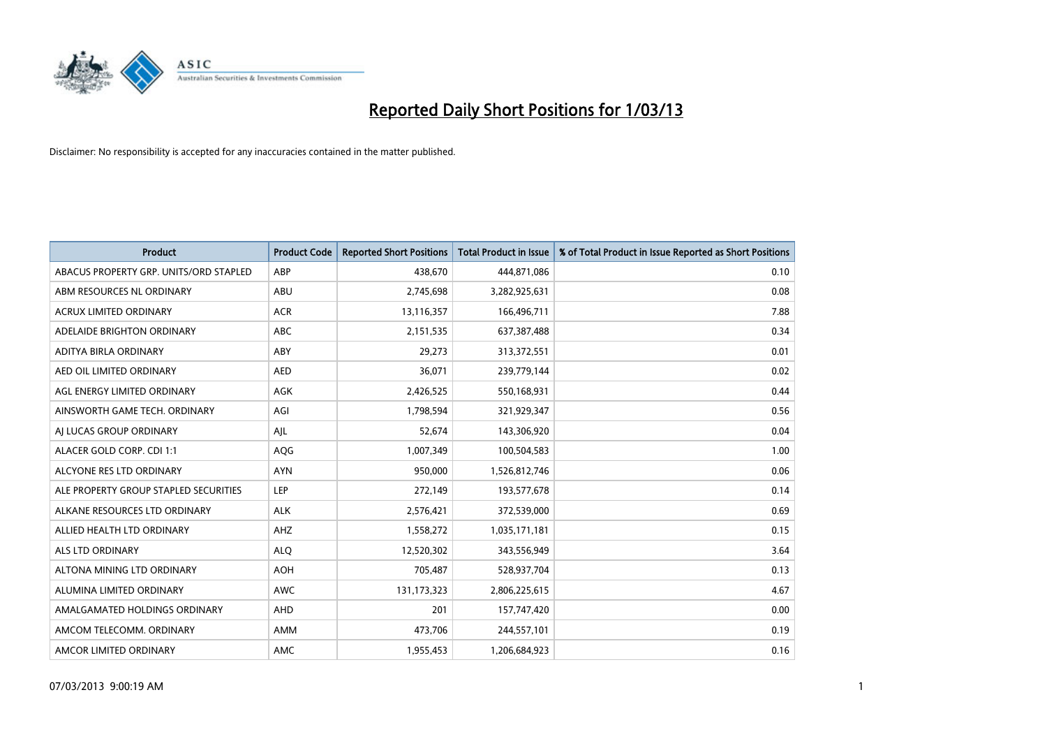# Reported Daily Short Positions for 1/03/13

Disclaimer: No responsibility is accepted for any inaccuracies contained in the matter published.

| Product | Product Code | Reported Short Positions | Total Product in Issue | % of Total Product in Issue Reported as Short Positions |
|---|---|---|---|---|
| ABACUS PROPERTY GRP. UNITS/ORD STAPLED | ABP | 438,670 | 444,871,086 | 0.10 |
| ABM RESOURCES NL ORDINARY | ABU | 2,745,698 | 3,282,925,631 | 0.08 |
| ACRUX LIMITED ORDINARY | ACR | 13,116,357 | 166,496,711 | 7.88 |
| ADELAIDE BRIGHTON ORDINARY | ABC | 2,151,535 | 637,387,488 | 0.34 |
| ADITYA BIRLA ORDINARY | ABY | 29,273 | 313,372,551 | 0.01 |
| AED OIL LIMITED ORDINARY | AED | 36,071 | 239,779,144 | 0.02 |
| AGL ENERGY LIMITED ORDINARY | AGK | 2,426,525 | 550,168,931 | 0.44 |
| AINSWORTH GAME TECH. ORDINARY | AGI | 1,798,594 | 321,929,347 | 0.56 |
| AJ LUCAS GROUP ORDINARY | AJL | 52,674 | 143,306,920 | 0.04 |
| ALACER GOLD CORP. CDI 1:1 | AQG | 1,007,349 | 100,504,583 | 1.00 |
| ALCYONE RES LTD ORDINARY | AYN | 950,000 | 1,526,812,746 | 0.06 |
| ALE PROPERTY GROUP STAPLED SECURITIES | LEP | 272,149 | 193,577,678 | 0.14 |
| ALKANE RESOURCES LTD ORDINARY | ALK | 2,576,421 | 372,539,000 | 0.69 |
| ALLIED HEALTH LTD ORDINARY | AHZ | 1,558,272 | 1,035,171,181 | 0.15 |
| ALS LTD ORDINARY | ALQ | 12,520,302 | 343,556,949 | 3.64 |
| ALTONA MINING LTD ORDINARY | AOH | 705,487 | 528,937,704 | 0.13 |
| ALUMINA LIMITED ORDINARY | AWC | 131,173,323 | 2,806,225,615 | 4.67 |
| AMALGAMATED HOLDINGS ORDINARY | AHD | 201 | 157,747,420 | 0.00 |
| AMCOM TELECOMM. ORDINARY | AMM | 473,706 | 244,557,101 | 0.19 |
| AMCOR LIMITED ORDINARY | AMC | 1,955,453 | 1,206,684,923 | 0.16 |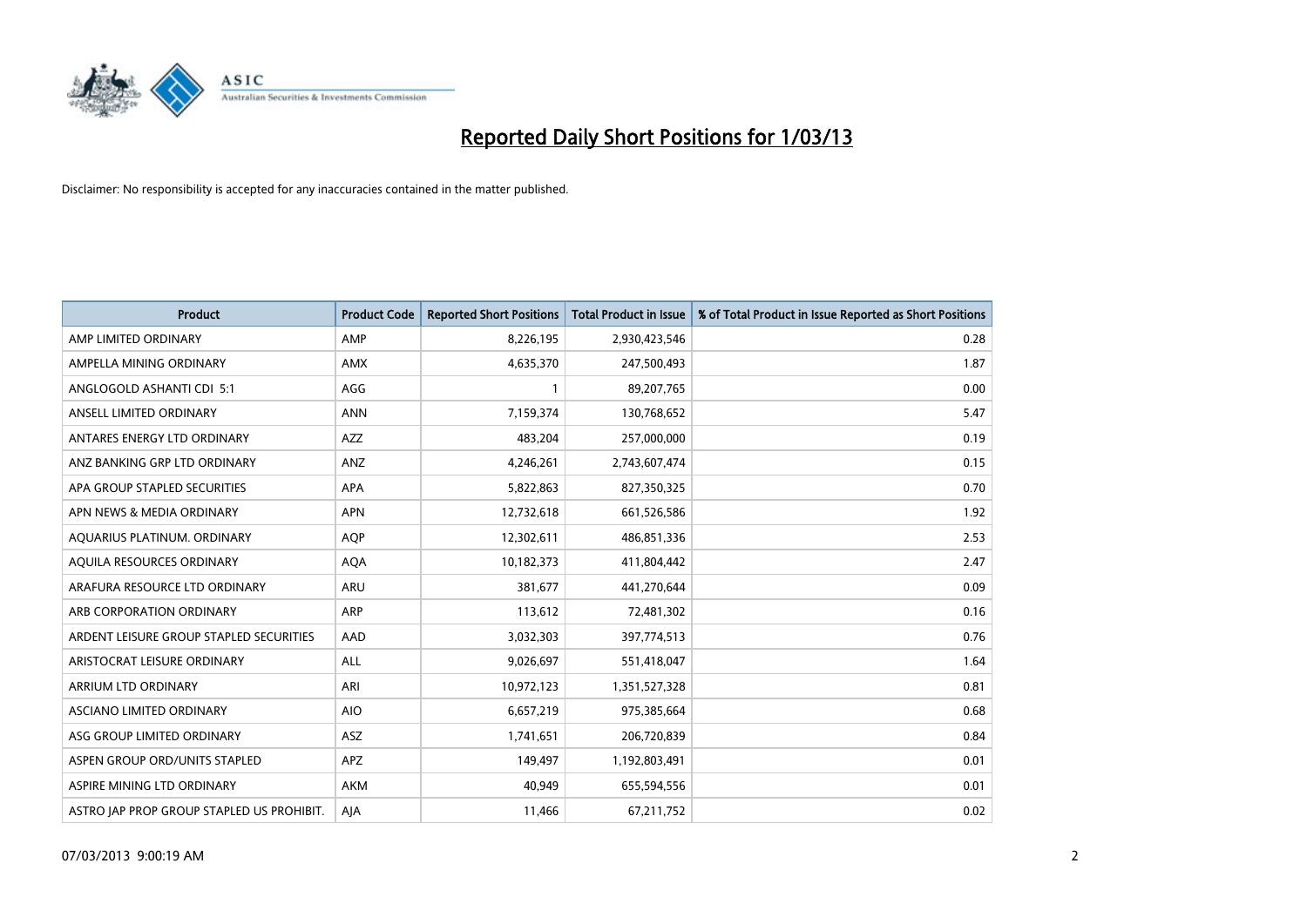# Reported Daily Short Positions for 1/03/13

Disclaimer: No responsibility is accepted for any inaccuracies contained in the matter published.

| Product | Product Code | Reported Short Positions | Total Product in Issue | % of Total Product in Issue Reported as Short Positions |
|---|---|---|---|---|
| AMP LIMITED ORDINARY | AMP | 8,226,195 | 2,930,423,546 | 0.28 |
| AMPELLA MINING ORDINARY | AMX | 4,635,370 | 247,500,493 | 1.87 |
| ANGLOGOLD ASHANTI CDI 5:1 | AGG | 1 | 89,207,765 | 0.00 |
| ANSELL LIMITED ORDINARY | ANN | 7,159,374 | 130,768,652 | 5.47 |
| ANTARES ENERGY LTD ORDINARY | AZZ | 483,204 | 257,000,000 | 0.19 |
| ANZ BANKING GRP LTD ORDINARY | ANZ | 4,246,261 | 2,743,607,474 | 0.15 |
| APA GROUP STAPLED SECURITIES | APA | 5,822,863 | 827,350,325 | 0.70 |
| APN NEWS & MEDIA ORDINARY | APN | 12,732,618 | 661,526,586 | 1.92 |
| AQUARIUS PLATINUM. ORDINARY | AQP | 12,302,611 | 486,851,336 | 2.53 |
| AQUILA RESOURCES ORDINARY | AQA | 10,182,373 | 411,804,442 | 2.47 |
| ARAFURA RESOURCE LTD ORDINARY | ARU | 381,677 | 441,270,644 | 0.09 |
| ARB CORPORATION ORDINARY | ARP | 113,612 | 72,481,302 | 0.16 |
| ARDENT LEISURE GROUP STAPLED SECURITIES | AAD | 3,032,303 | 397,774,513 | 0.76 |
| ARISTOCRAT LEISURE ORDINARY | ALL | 9,026,697 | 551,418,047 | 1.64 |
| ARRIUM LTD ORDINARY | ARI | 10,972,123 | 1,351,527,328 | 0.81 |
| ASCIANO LIMITED ORDINARY | AIO | 6,657,219 | 975,385,664 | 0.68 |
| ASG GROUP LIMITED ORDINARY | ASZ | 1,741,651 | 206,720,839 | 0.84 |
| ASPEN GROUP ORD/UNITS STAPLED | APZ | 149,497 | 1,192,803,491 | 0.01 |
| ASPIRE MINING LTD ORDINARY | AKM | 40,949 | 655,594,556 | 0.01 |
| ASTRO JAP PROP GROUP STAPLED US PROHIBIT. | AJA | 11,466 | 67,211,752 | 0.02 |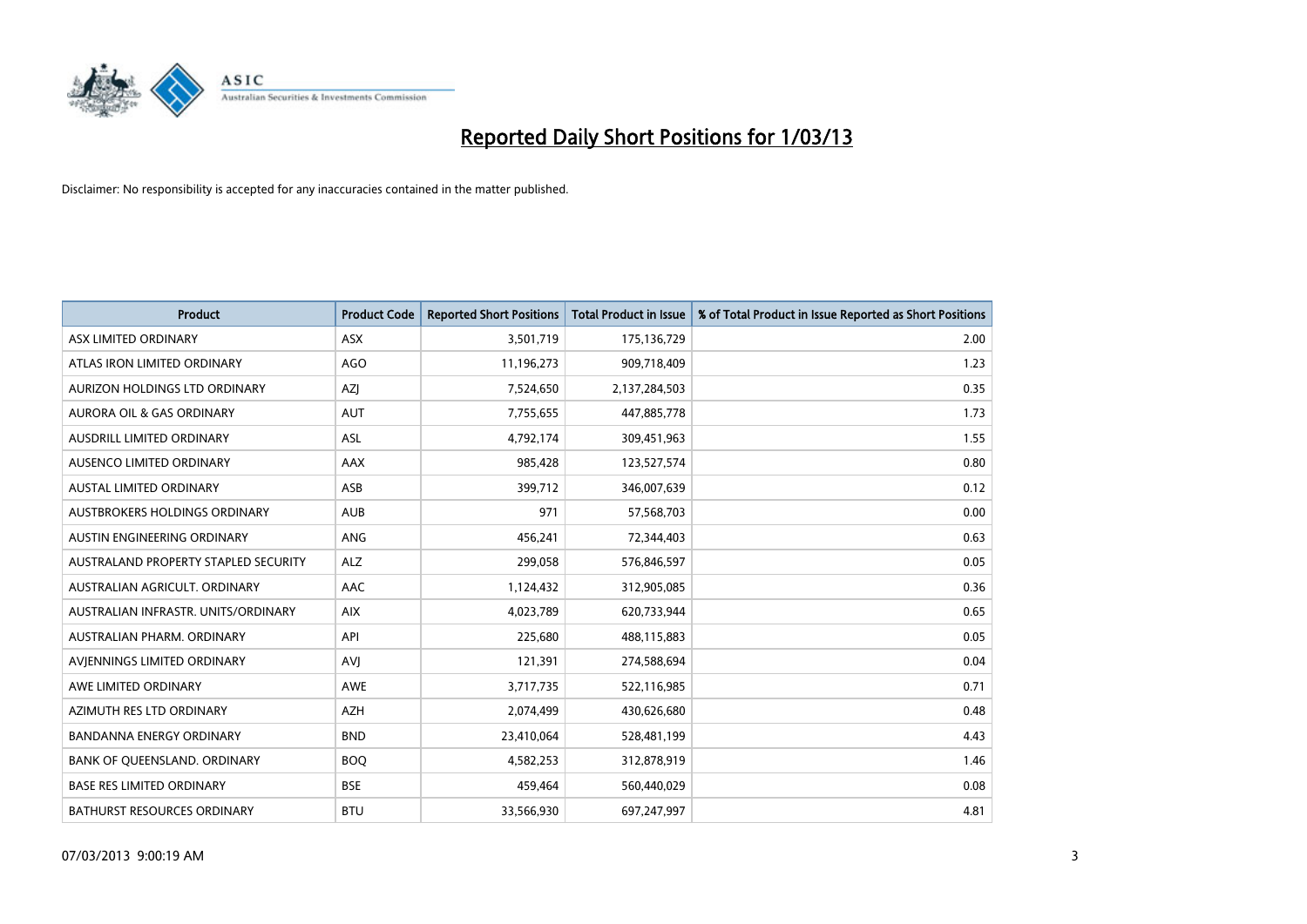# Reported Daily Short Positions for 1/03/13

Disclaimer: No responsibility is accepted for any inaccuracies contained in the matter published.

| Product | Product Code | Reported Short Positions | Total Product in Issue | % of Total Product in Issue Reported as Short Positions |
|---|---|---|---|---|
| ASX LIMITED ORDINARY | ASX | 3,501,719 | 175,136,729 | 2.00 |
| ATLAS IRON LIMITED ORDINARY | AGO | 11,196,273 | 909,718,409 | 1.23 |
| AURIZON HOLDINGS LTD ORDINARY | AZJ | 7,524,650 | 2,137,284,503 | 0.35 |
| AURORA OIL & GAS ORDINARY | AUT | 7,755,655 | 447,885,778 | 1.73 |
| AUSDRILL LIMITED ORDINARY | ASL | 4,792,174 | 309,451,963 | 1.55 |
| AUSENCO LIMITED ORDINARY | AAX | 985,428 | 123,527,574 | 0.80 |
| AUSTAL LIMITED ORDINARY | ASB | 399,712 | 346,007,639 | 0.12 |
| AUSTBROKERS HOLDINGS ORDINARY | AUB | 971 | 57,568,703 | 0.00 |
| AUSTIN ENGINEERING ORDINARY | ANG | 456,241 | 72,344,403 | 0.63 |
| AUSTRALAND PROPERTY STAPLED SECURITY | ALZ | 299,058 | 576,846,597 | 0.05 |
| AUSTRALIAN AGRICULT. ORDINARY | AAC | 1,124,432 | 312,905,085 | 0.36 |
| AUSTRALIAN INFRASTR. UNITS/ORDINARY | AIX | 4,023,789 | 620,733,944 | 0.65 |
| AUSTRALIAN PHARM. ORDINARY | API | 225,680 | 488,115,883 | 0.05 |
| AVJENNINGS LIMITED ORDINARY | AVJ | 121,391 | 274,588,694 | 0.04 |
| AWE LIMITED ORDINARY | AWE | 3,717,735 | 522,116,985 | 0.71 |
| AZIMUTH RES LTD ORDINARY | AZH | 2,074,499 | 430,626,680 | 0.48 |
| BANDANNA ENERGY ORDINARY | BND | 23,410,064 | 528,481,199 | 4.43 |
| BANK OF QUEENSLAND. ORDINARY | BOQ | 4,582,253 | 312,878,919 | 1.46 |
| BASE RES LIMITED ORDINARY | BSE | 459,464 | 560,440,029 | 0.08 |
| BATHURST RESOURCES ORDINARY | BTU | 33,566,930 | 697,247,997 | 4.81 |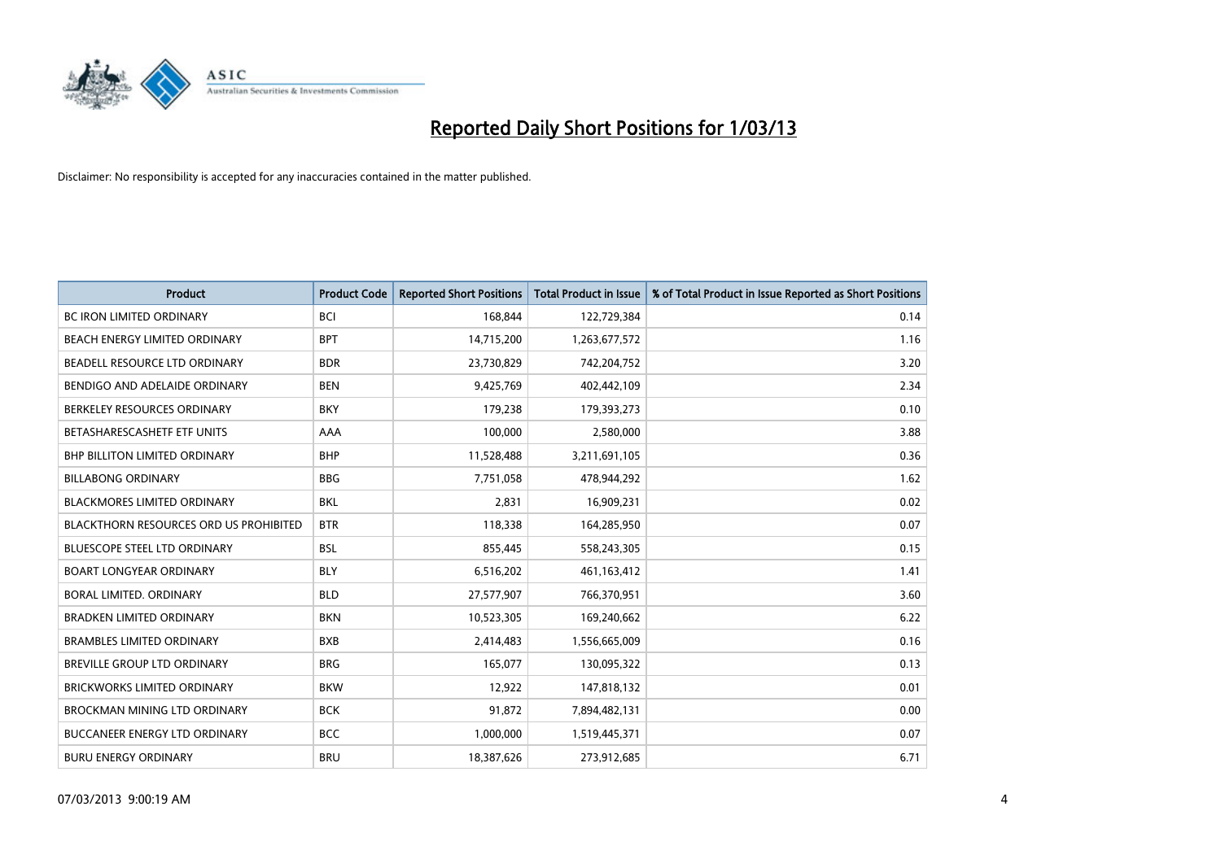# Reported Daily Short Positions for 1/03/13

Disclaimer: No responsibility is accepted for any inaccuracies contained in the matter published.

| Product | Product Code | Reported Short Positions | Total Product in Issue | % of Total Product in Issue Reported as Short Positions |
|---|---|---|---|---|
| BC IRON LIMITED ORDINARY | BCI | 168,844 | 122,729,384 | 0.14 |
| BEACH ENERGY LIMITED ORDINARY | BPT | 14,715,200 | 1,263,677,572 | 1.16 |
| BEADELL RESOURCE LTD ORDINARY | BDR | 23,730,829 | 742,204,752 | 3.20 |
| BENDIGO AND ADELAIDE ORDINARY | BEN | 9,425,769 | 402,442,109 | 2.34 |
| BERKELEY RESOURCES ORDINARY | BKY | 179,238 | 179,393,273 | 0.10 |
| BETASHARESCASHETF ETF UNITS | AAA | 100,000 | 2,580,000 | 3.88 |
| BHP BILLITON LIMITED ORDINARY | BHP | 11,528,488 | 3,211,691,105 | 0.36 |
| BILLABONG ORDINARY | BBG | 7,751,058 | 478,944,292 | 1.62 |
| BLACKMORES LIMITED ORDINARY | BKL | 2,831 | 16,909,231 | 0.02 |
| BLACKTHORN RESOURCES ORD US PROHIBITED | BTR | 118,338 | 164,285,950 | 0.07 |
| BLUESCOPE STEEL LTD ORDINARY | BSL | 855,445 | 558,243,305 | 0.15 |
| BOART LONGYEAR ORDINARY | BLY | 6,516,202 | 461,163,412 | 1.41 |
| BORAL LIMITED. ORDINARY | BLD | 27,577,907 | 766,370,951 | 3.60 |
| BRADKEN LIMITED ORDINARY | BKN | 10,523,305 | 169,240,662 | 6.22 |
| BRAMBLES LIMITED ORDINARY | BXB | 2,414,483 | 1,556,665,009 | 0.16 |
| BREVILLE GROUP LTD ORDINARY | BRG | 165,077 | 130,095,322 | 0.13 |
| BRICKWORKS LIMITED ORDINARY | BKW | 12,922 | 147,818,132 | 0.01 |
| BROCKMAN MINING LTD ORDINARY | BCK | 91,872 | 7,894,482,131 | 0.00 |
| BUCCANEER ENERGY LTD ORDINARY | BCC | 1,000,000 | 1,519,445,371 | 0.07 |
| BURU ENERGY ORDINARY | BRU | 18,387,626 | 273,912,685 | 6.71 |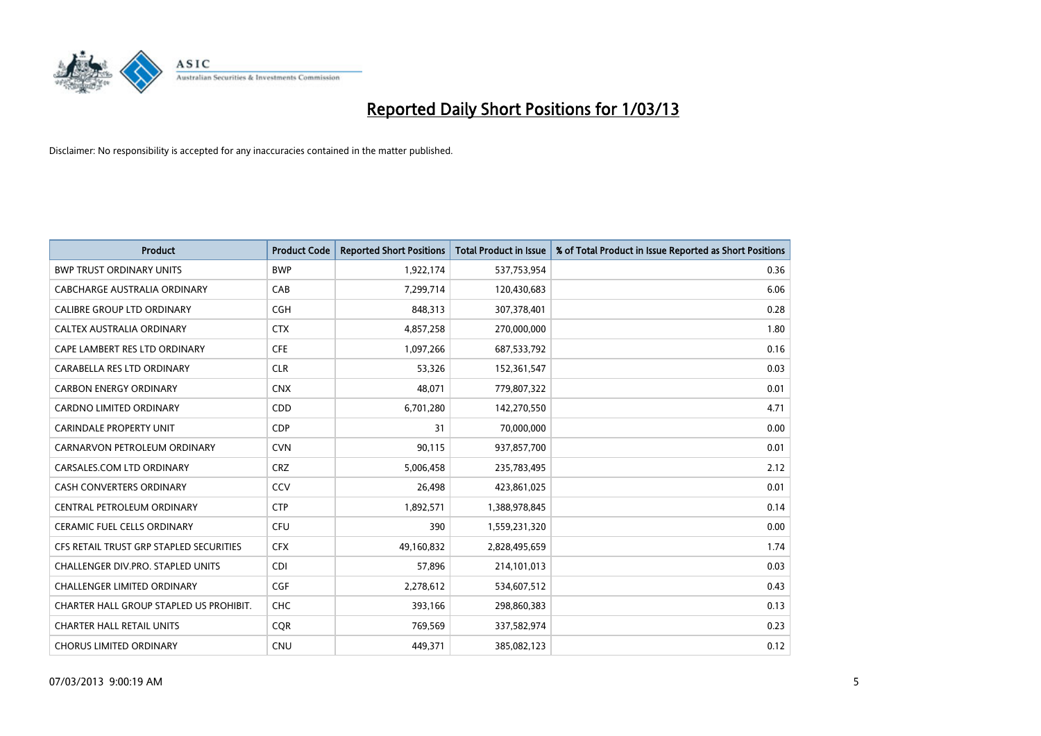# Reported Daily Short Positions for 1/03/13

Disclaimer: No responsibility is accepted for any inaccuracies contained in the matter published.

| Product | Product Code | Reported Short Positions | Total Product in Issue | % of Total Product in Issue Reported as Short Positions |
|---|---|---|---|---|
| BWP TRUST ORDINARY UNITS | BWP | 1,922,174 | 537,753,954 | 0.36 |
| CABCHARGE AUSTRALIA ORDINARY | CAB | 7,299,714 | 120,430,683 | 6.06 |
| CALIBRE GROUP LTD ORDINARY | CGH | 848,313 | 307,378,401 | 0.28 |
| CALTEX AUSTRALIA ORDINARY | CTX | 4,857,258 | 270,000,000 | 1.80 |
| CAPE LAMBERT RES LTD ORDINARY | CFE | 1,097,266 | 687,533,792 | 0.16 |
| CARABELLA RES LTD ORDINARY | CLR | 53,326 | 152,361,547 | 0.03 |
| CARBON ENERGY ORDINARY | CNX | 48,071 | 779,807,322 | 0.01 |
| CARDNO LIMITED ORDINARY | CDD | 6,701,280 | 142,270,550 | 4.71 |
| CARINDALE PROPERTY UNIT | CDP | 31 | 70,000,000 | 0.00 |
| CARNARVON PETROLEUM ORDINARY | CVN | 90,115 | 937,857,700 | 0.01 |
| CARSALES.COM LTD ORDINARY | CRZ | 5,006,458 | 235,783,495 | 2.12 |
| CASH CONVERTERS ORDINARY | CCV | 26,498 | 423,861,025 | 0.01 |
| CENTRAL PETROLEUM ORDINARY | CTP | 1,892,571 | 1,388,978,845 | 0.14 |
| CERAMIC FUEL CELLS ORDINARY | CFU | 390 | 1,559,231,320 | 0.00 |
| CFS RETAIL TRUST GRP STAPLED SECURITIES | CFX | 49,160,832 | 2,828,495,659 | 1.74 |
| CHALLENGER DIV.PRO. STAPLED UNITS | CDI | 57,896 | 214,101,013 | 0.03 |
| CHALLENGER LIMITED ORDINARY | CGF | 2,278,612 | 534,607,512 | 0.43 |
| CHARTER HALL GROUP STAPLED US PROHIBIT. | CHC | 393,166 | 298,860,383 | 0.13 |
| CHARTER HALL RETAIL UNITS | CQR | 769,569 | 337,582,974 | 0.23 |
| CHORUS LIMITED ORDINARY | CNU | 449,371 | 385,082,123 | 0.12 |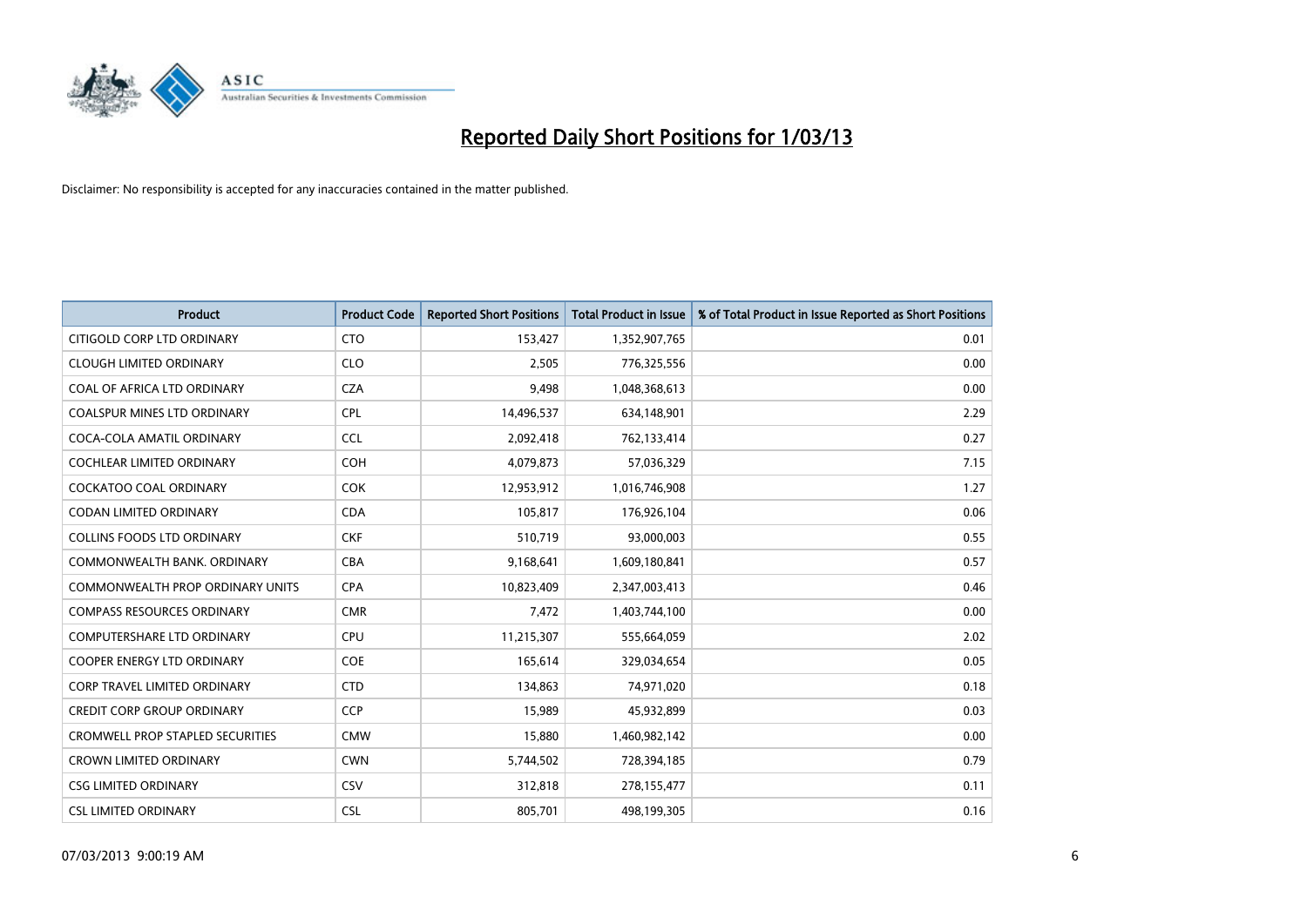# Reported Daily Short Positions for 1/03/13

Disclaimer: No responsibility is accepted for any inaccuracies contained in the matter published.

| Product | Product Code | Reported Short Positions | Total Product in Issue | % of Total Product in Issue Reported as Short Positions |
|---|---|---|---|---|
| CITIGOLD CORP LTD ORDINARY | CTO | 153,427 | 1,352,907,765 | 0.01 |
| CLOUGH LIMITED ORDINARY | CLO | 2,505 | 776,325,556 | 0.00 |
| COAL OF AFRICA LTD ORDINARY | CZA | 9,498 | 1,048,368,613 | 0.00 |
| COALSPUR MINES LTD ORDINARY | CPL | 14,496,537 | 634,148,901 | 2.29 |
| COCA-COLA AMATIL ORDINARY | CCL | 2,092,418 | 762,133,414 | 0.27 |
| COCHLEAR LIMITED ORDINARY | COH | 4,079,873 | 57,036,329 | 7.15 |
| COCKATOO COAL ORDINARY | COK | 12,953,912 | 1,016,746,908 | 1.27 |
| CODAN LIMITED ORDINARY | CDA | 105,817 | 176,926,104 | 0.06 |
| COLLINS FOODS LTD ORDINARY | CKF | 510,719 | 93,000,003 | 0.55 |
| COMMONWEALTH BANK. ORDINARY | CBA | 9,168,641 | 1,609,180,841 | 0.57 |
| COMMONWEALTH PROP ORDINARY UNITS | CPA | 10,823,409 | 2,347,003,413 | 0.46 |
| COMPASS RESOURCES ORDINARY | CMR | 7,472 | 1,403,744,100 | 0.00 |
| COMPUTERSHARE LTD ORDINARY | CPU | 11,215,307 | 555,664,059 | 2.02 |
| COOPER ENERGY LTD ORDINARY | COE | 165,614 | 329,034,654 | 0.05 |
| CORP TRAVEL LIMITED ORDINARY | CTD | 134,863 | 74,971,020 | 0.18 |
| CREDIT CORP GROUP ORDINARY | CCP | 15,989 | 45,932,899 | 0.03 |
| CROMWELL PROP STAPLED SECURITIES | CMW | 15,880 | 1,460,982,142 | 0.00 |
| CROWN LIMITED ORDINARY | CWN | 5,744,502 | 728,394,185 | 0.79 |
| CSG LIMITED ORDINARY | CSV | 312,818 | 278,155,477 | 0.11 |
| CSL LIMITED ORDINARY | CSL | 805,701 | 498,199,305 | 0.16 |

07/03/2013 9:00:19 AM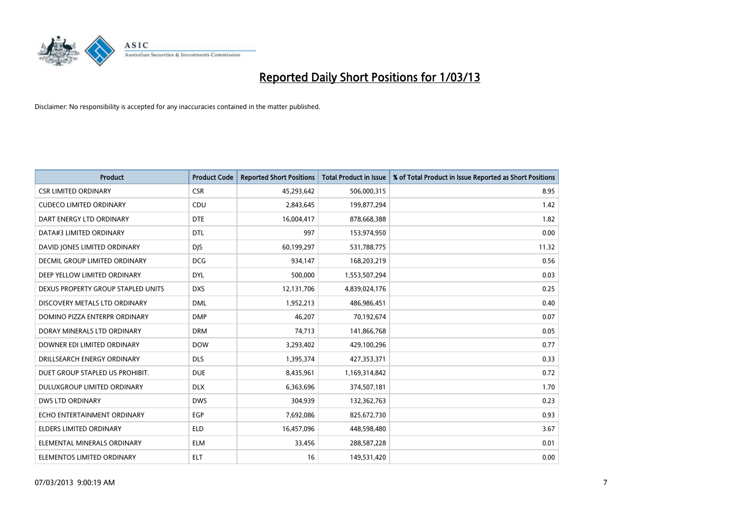# Reported Daily Short Positions for 1/03/13

Disclaimer: No responsibility is accepted for any inaccuracies contained in the matter published.

| Product | Product Code | Reported Short Positions | Total Product in Issue | % of Total Product in Issue Reported as Short Positions |
|---|---|---|---|---|
| CSR LIMITED ORDINARY | CSR | 45,293,642 | 506,000,315 | 8.95 |
| CUDECO LIMITED ORDINARY | CDU | 2,843,645 | 199,877,294 | 1.42 |
| DART ENERGY LTD ORDINARY | DTE | 16,004,417 | 878,668,388 | 1.82 |
| DATA#3 LIMITED ORDINARY | DTL | 997 | 153,974,950 | 0.00 |
| DAVID JONES LIMITED ORDINARY | DJS | 60,199,297 | 531,788,775 | 11.32 |
| DECMIL GROUP LIMITED ORDINARY | DCG | 934,147 | 168,203,219 | 0.56 |
| DEEP YELLOW LIMITED ORDINARY | DYL | 500,000 | 1,553,507,294 | 0.03 |
| DEXUS PROPERTY GROUP STAPLED UNITS | DXS | 12,131,706 | 4,839,024,176 | 0.25 |
| DISCOVERY METALS LTD ORDINARY | DML | 1,952,213 | 486,986,451 | 0.40 |
| DOMINO PIZZA ENTERPR ORDINARY | DMP | 46,207 | 70,192,674 | 0.07 |
| DORAY MINERALS LTD ORDINARY | DRM | 74,713 | 141,866,768 | 0.05 |
| DOWNER EDI LIMITED ORDINARY | DOW | 3,293,402 | 429,100,296 | 0.77 |
| DRILLSEARCH ENERGY ORDINARY | DLS | 1,395,374 | 427,353,371 | 0.33 |
| DUET GROUP STAPLED US PROHIBIT. | DUE | 8,435,961 | 1,169,314,842 | 0.72 |
| DULUXGROUP LIMITED ORDINARY | DLX | 6,363,696 | 374,507,181 | 1.70 |
| DWS LTD ORDINARY | DWS | 304,939 | 132,362,763 | 0.23 |
| ECHO ENTERTAINMENT ORDINARY | EGP | 7,692,086 | 825,672,730 | 0.93 |
| ELDERS LIMITED ORDINARY | ELD | 16,457,096 | 448,598,480 | 3.67 |
| ELEMENTAL MINERALS ORDINARY | ELM | 33,456 | 288,587,228 | 0.01 |
| ELEMENTOS LIMITED ORDINARY | ELT | 16 | 149,531,420 | 0.00 |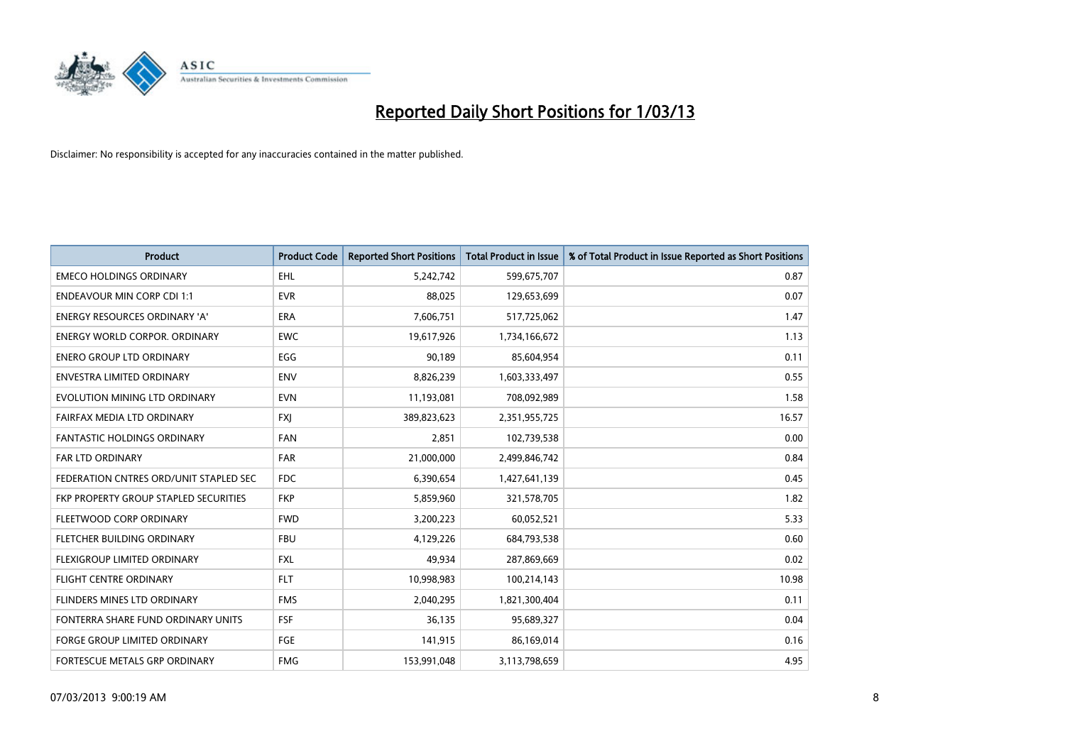# Reported Daily Short Positions for 1/03/13

Disclaimer: No responsibility is accepted for any inaccuracies contained in the matter published.

| Product | Product Code | Reported Short Positions | Total Product in Issue | % of Total Product in Issue Reported as Short Positions |
|---|---|---|---|---|
| EMECO HOLDINGS ORDINARY | EHL | 5,242,742 | 599,675,707 | 0.87 |
| ENDEAVOUR MIN CORP CDI 1:1 | EVR | 88,025 | 129,653,699 | 0.07 |
| ENERGY RESOURCES ORDINARY 'A' | ERA | 7,606,751 | 517,725,062 | 1.47 |
| ENERGY WORLD CORPOR. ORDINARY | EWC | 19,617,926 | 1,734,166,672 | 1.13 |
| ENERO GROUP LTD ORDINARY | EGG | 90,189 | 85,604,954 | 0.11 |
| ENVESTRA LIMITED ORDINARY | ENV | 8,826,239 | 1,603,333,497 | 0.55 |
| EVOLUTION MINING LTD ORDINARY | EVN | 11,193,081 | 708,092,989 | 1.58 |
| FAIRFAX MEDIA LTD ORDINARY | FXJ | 389,823,623 | 2,351,955,725 | 16.57 |
| FANTASTIC HOLDINGS ORDINARY | FAN | 2,851 | 102,739,538 | 0.00 |
| FAR LTD ORDINARY | FAR | 21,000,000 | 2,499,846,742 | 0.84 |
| FEDERATION CNTRES ORD/UNIT STAPLED SEC | FDC | 6,390,654 | 1,427,641,139 | 0.45 |
| FKP PROPERTY GROUP STAPLED SECURITIES | FKP | 5,859,960 | 321,578,705 | 1.82 |
| FLEETWOOD CORP ORDINARY | FWD | 3,200,223 | 60,052,521 | 5.33 |
| FLETCHER BUILDING ORDINARY | FBU | 4,129,226 | 684,793,538 | 0.60 |
| FLEXIGROUP LIMITED ORDINARY | FXL | 49,934 | 287,869,669 | 0.02 |
| FLIGHT CENTRE ORDINARY | FLT | 10,998,983 | 100,214,143 | 10.98 |
| FLINDERS MINES LTD ORDINARY | FMS | 2,040,295 | 1,821,300,404 | 0.11 |
| FONTERRA SHARE FUND ORDINARY UNITS | FSF | 36,135 | 95,689,327 | 0.04 |
| FORGE GROUP LIMITED ORDINARY | FGE | 141,915 | 86,169,014 | 0.16 |
| FORTESCUE METALS GRP ORDINARY | FMG | 153,991,048 | 3,113,798,659 | 4.95 |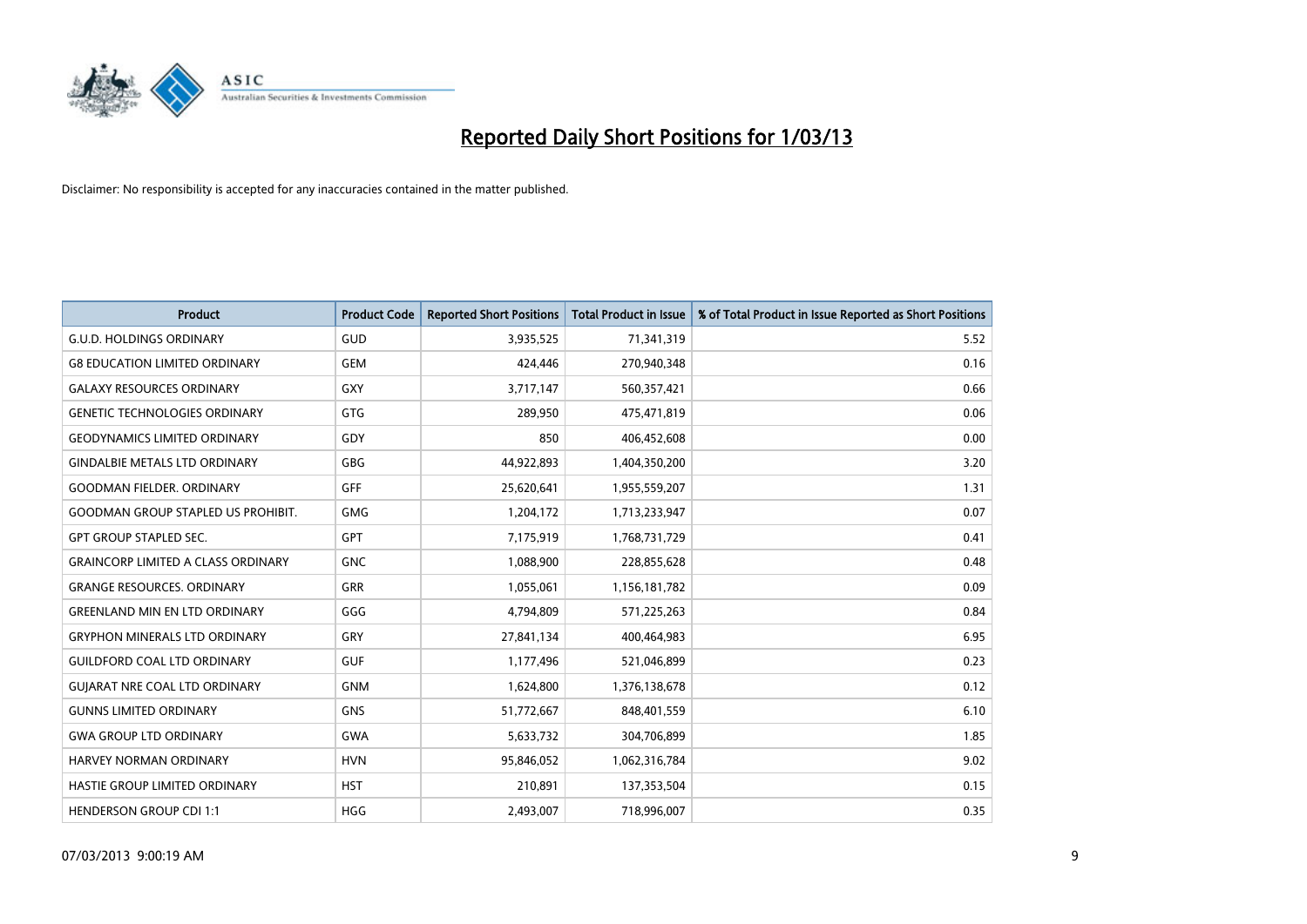# Reported Daily Short Positions for 1/03/13

Disclaimer: No responsibility is accepted for any inaccuracies contained in the matter published.

| Product | Product Code | Reported Short Positions | Total Product in Issue | % of Total Product in Issue Reported as Short Positions |
|---|---|---|---|---|
| G.U.D. HOLDINGS ORDINARY | GUD | 3,935,525 | 71,341,319 | 5.52 |
| G8 EDUCATION LIMITED ORDINARY | GEM | 424,446 | 270,940,348 | 0.16 |
| GALAXY RESOURCES ORDINARY | GXY | 3,717,147 | 560,357,421 | 0.66 |
| GENETIC TECHNOLOGIES ORDINARY | GTG | 289,950 | 475,471,819 | 0.06 |
| GEODYNAMICS LIMITED ORDINARY | GDY | 850 | 406,452,608 | 0.00 |
| GINDALBIE METALS LTD ORDINARY | GBG | 44,922,893 | 1,404,350,200 | 3.20 |
| GOODMAN FIELDER. ORDINARY | GFF | 25,620,641 | 1,955,559,207 | 1.31 |
| GOODMAN GROUP STAPLED US PROHIBIT. | GMG | 1,204,172 | 1,713,233,947 | 0.07 |
| GPT GROUP STAPLED SEC. | GPT | 7,175,919 | 1,768,731,729 | 0.41 |
| GRAINCORP LIMITED A CLASS ORDINARY | GNC | 1,088,900 | 228,855,628 | 0.48 |
| GRANGE RESOURCES. ORDINARY | GRR | 1,055,061 | 1,156,181,782 | 0.09 |
| GREENLAND MIN EN LTD ORDINARY | GGG | 4,794,809 | 571,225,263 | 0.84 |
| GRYPHON MINERALS LTD ORDINARY | GRY | 27,841,134 | 400,464,983 | 6.95 |
| GUILDFORD COAL LTD ORDINARY | GUF | 1,177,496 | 521,046,899 | 0.23 |
| GUJARAT NRE COAL LTD ORDINARY | GNM | 1,624,800 | 1,376,138,678 | 0.12 |
| GUNNS LIMITED ORDINARY | GNS | 51,772,667 | 848,401,559 | 6.10 |
| GWA GROUP LTD ORDINARY | GWA | 5,633,732 | 304,706,899 | 1.85 |
| HARVEY NORMAN ORDINARY | HVN | 95,846,052 | 1,062,316,784 | 9.02 |
| HASTIE GROUP LIMITED ORDINARY | HST | 210,891 | 137,353,504 | 0.15 |
| HENDERSON GROUP CDI 1:1 | HGG | 2,493,007 | 718,996,007 | 0.35 |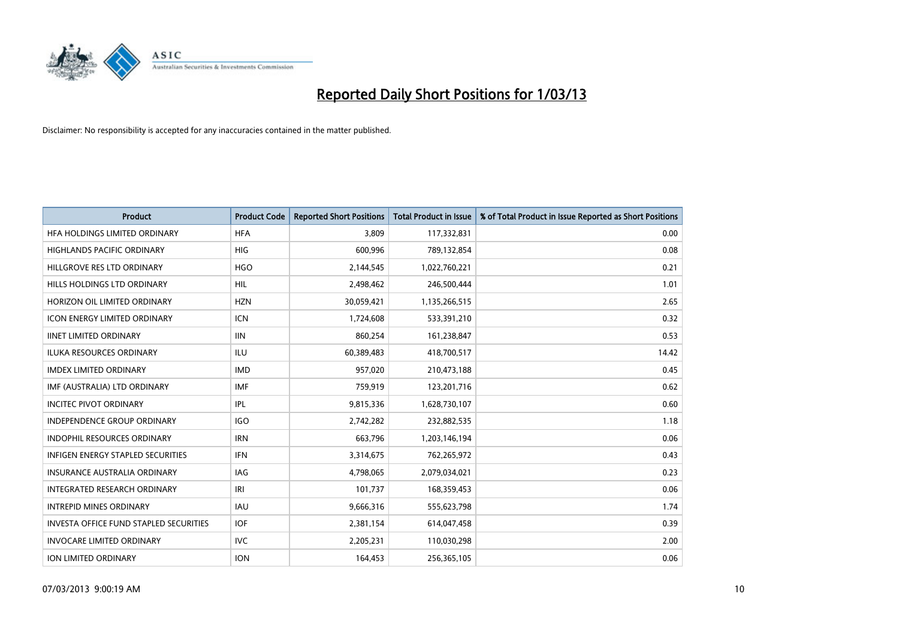# Reported Daily Short Positions for 1/03/13

Disclaimer: No responsibility is accepted for any inaccuracies contained in the matter published.

| Product | Product Code | Reported Short Positions | Total Product in Issue | % of Total Product in Issue Reported as Short Positions |
|---|---|---|---|---|
| HFA HOLDINGS LIMITED ORDINARY | HFA | 3,809 | 117,332,831 | 0.00 |
| HIGHLANDS PACIFIC ORDINARY | HIG | 600,996 | 789,132,854 | 0.08 |
| HILLGROVE RES LTD ORDINARY | HGO | 2,144,545 | 1,022,760,221 | 0.21 |
| HILLS HOLDINGS LTD ORDINARY | HIL | 2,498,462 | 246,500,444 | 1.01 |
| HORIZON OIL LIMITED ORDINARY | HZN | 30,059,421 | 1,135,266,515 | 2.65 |
| ICON ENERGY LIMITED ORDINARY | ICN | 1,724,608 | 533,391,210 | 0.32 |
| IINET LIMITED ORDINARY | IIN | 860,254 | 161,238,847 | 0.53 |
| ILUKA RESOURCES ORDINARY | ILU | 60,389,483 | 418,700,517 | 14.42 |
| IMDEX LIMITED ORDINARY | IMD | 957,020 | 210,473,188 | 0.45 |
| IMF (AUSTRALIA) LTD ORDINARY | IMF | 759,919 | 123,201,716 | 0.62 |
| INCITEC PIVOT ORDINARY | IPL | 9,815,336 | 1,628,730,107 | 0.60 |
| INDEPENDENCE GROUP ORDINARY | IGO | 2,742,282 | 232,882,535 | 1.18 |
| INDOPHIL RESOURCES ORDINARY | IRN | 663,796 | 1,203,146,194 | 0.06 |
| INFIGEN ENERGY STAPLED SECURITIES | IFN | 3,314,675 | 762,265,972 | 0.43 |
| INSURANCE AUSTRALIA ORDINARY | IAG | 4,798,065 | 2,079,034,021 | 0.23 |
| INTEGRATED RESEARCH ORDINARY | IRI | 101,737 | 168,359,453 | 0.06 |
| INTREPID MINES ORDINARY | IAU | 9,666,316 | 555,623,798 | 1.74 |
| INVESTA OFFICE FUND STAPLED SECURITIES | IOF | 2,381,154 | 614,047,458 | 0.39 |
| INVOCARE LIMITED ORDINARY | IVC | 2,205,231 | 110,030,298 | 2.00 |
| ION LIMITED ORDINARY | ION | 164,453 | 256,365,105 | 0.06 |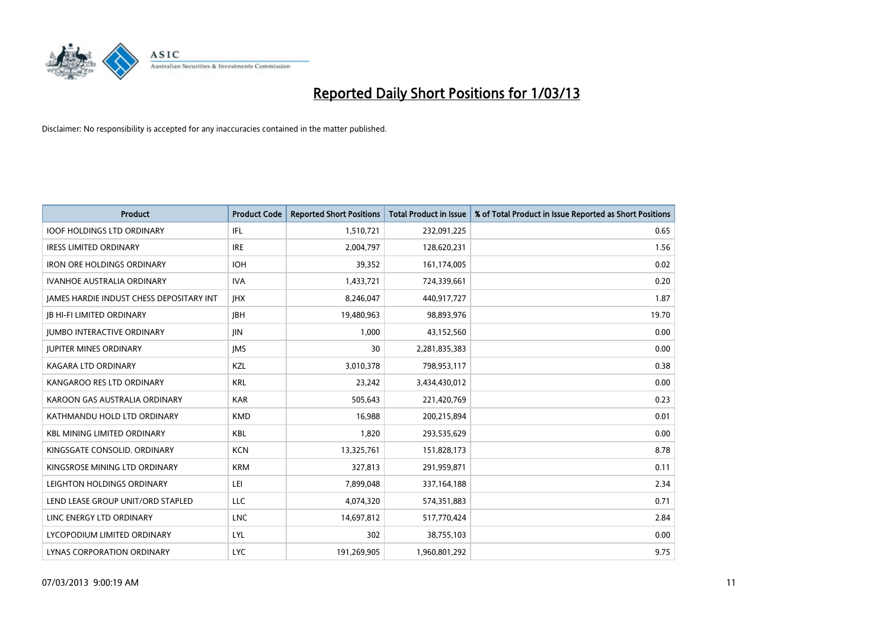# Reported Daily Short Positions for 1/03/13

Disclaimer: No responsibility is accepted for any inaccuracies contained in the matter published.

| Product | Product Code | Reported Short Positions | Total Product in Issue | % of Total Product in Issue Reported as Short Positions |
| --- | --- | --- | --- | --- |
| IOOF HOLDINGS LTD ORDINARY | IFL | 1,510,721 | 232,091,225 | 0.65 |
| IRESS LIMITED ORDINARY | IRE | 2,004,797 | 128,620,231 | 1.56 |
| IRON ORE HOLDINGS ORDINARY | IOH | 39,352 | 161,174,005 | 0.02 |
| IVANHOE AUSTRALIA ORDINARY | IVA | 1,433,721 | 724,339,661 | 0.20 |
| JAMES HARDIE INDUST CHESS DEPOSITARY INT | JHX | 8,246,047 | 440,917,727 | 1.87 |
| JB HI-FI LIMITED ORDINARY | JBH | 19,480,963 | 98,893,976 | 19.70 |
| JUMBO INTERACTIVE ORDINARY | JIN | 1,000 | 43,152,560 | 0.00 |
| JUPITER MINES ORDINARY | JMS | 30 | 2,281,835,383 | 0.00 |
| KAGARA LTD ORDINARY | KZL | 3,010,378 | 798,953,117 | 0.38 |
| KANGAROO RES LTD ORDINARY | KRL | 23,242 | 3,434,430,012 | 0.00 |
| KAROON GAS AUSTRALIA ORDINARY | KAR | 505,643 | 221,420,769 | 0.23 |
| KATHMANDU HOLD LTD ORDINARY | KMD | 16,988 | 200,215,894 | 0.01 |
| KBL MINING LIMITED ORDINARY | KBL | 1,820 | 293,535,629 | 0.00 |
| KINGSGATE CONSOLID. ORDINARY | KCN | 13,325,761 | 151,828,173 | 8.78 |
| KINGSROSE MINING LTD ORDINARY | KRM | 327,813 | 291,959,871 | 0.11 |
| LEIGHTON HOLDINGS ORDINARY | LEI | 7,899,048 | 337,164,188 | 2.34 |
| LEND LEASE GROUP UNIT/ORD STAPLED | LLC | 4,074,320 | 574,351,883 | 0.71 |
| LINC ENERGY LTD ORDINARY | LNC | 14,697,812 | 517,770,424 | 2.84 |
| LYCOPODIUM LIMITED ORDINARY | LYL | 302 | 38,755,103 | 0.00 |
| LYNAS CORPORATION ORDINARY | LYC | 191,269,905 | 1,960,801,292 | 9.75 |

07/03/2013 9:00:19 AM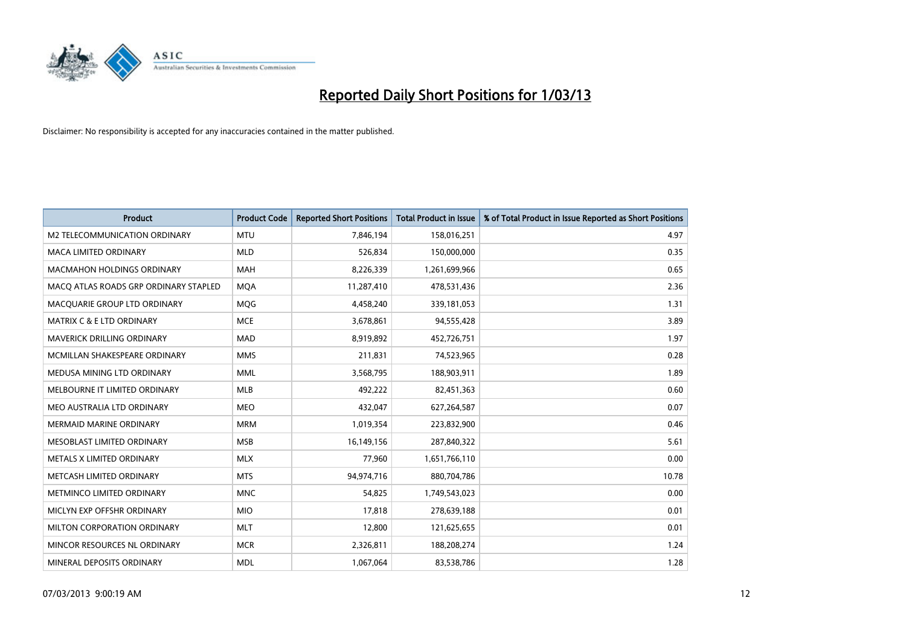# Reported Daily Short Positions for 1/03/13

Disclaimer: No responsibility is accepted for any inaccuracies contained in the matter published.

| Product | Product Code | Reported Short Positions | Total Product in Issue | % of Total Product in Issue Reported as Short Positions |
|---|---|---|---|---|
| M2 TELECOMMUNICATION ORDINARY | MTU | 7,846,194 | 158,016,251 | 4.97 |
| MACA LIMITED ORDINARY | MLD | 526,834 | 150,000,000 | 0.35 |
| MACMAHON HOLDINGS ORDINARY | MAH | 8,226,339 | 1,261,699,966 | 0.65 |
| MACQ ATLAS ROADS GRP ORDINARY STAPLED | MQA | 11,287,410 | 478,531,436 | 2.36 |
| MACQUARIE GROUP LTD ORDINARY | MQG | 4,458,240 | 339,181,053 | 1.31 |
| MATRIX C & E LTD ORDINARY | MCE | 3,678,861 | 94,555,428 | 3.89 |
| MAVERICK DRILLING ORDINARY | MAD | 8,919,892 | 452,726,751 | 1.97 |
| MCMILLAN SHAKESPEARE ORDINARY | MMS | 211,831 | 74,523,965 | 0.28 |
| MEDUSA MINING LTD ORDINARY | MML | 3,568,795 | 188,903,911 | 1.89 |
| MELBOURNE IT LIMITED ORDINARY | MLB | 492,222 | 82,451,363 | 0.60 |
| MEO AUSTRALIA LTD ORDINARY | MEO | 432,047 | 627,264,587 | 0.07 |
| MERMAID MARINE ORDINARY | MRM | 1,019,354 | 223,832,900 | 0.46 |
| MESOBLAST LIMITED ORDINARY | MSB | 16,149,156 | 287,840,322 | 5.61 |
| METALS X LIMITED ORDINARY | MLX | 77,960 | 1,651,766,110 | 0.00 |
| METCASH LIMITED ORDINARY | MTS | 94,974,716 | 880,704,786 | 10.78 |
| METMINCO LIMITED ORDINARY | MNC | 54,825 | 1,749,543,023 | 0.00 |
| MICLYN EXP OFFSHR ORDINARY | MIO | 17,818 | 278,639,188 | 0.01 |
| MILTON CORPORATION ORDINARY | MLT | 12,800 | 121,625,655 | 0.01 |
| MINCOR RESOURCES NL ORDINARY | MCR | 2,326,811 | 188,208,274 | 1.24 |
| MINERAL DEPOSITS ORDINARY | MDL | 1,067,064 | 83,538,786 | 1.28 |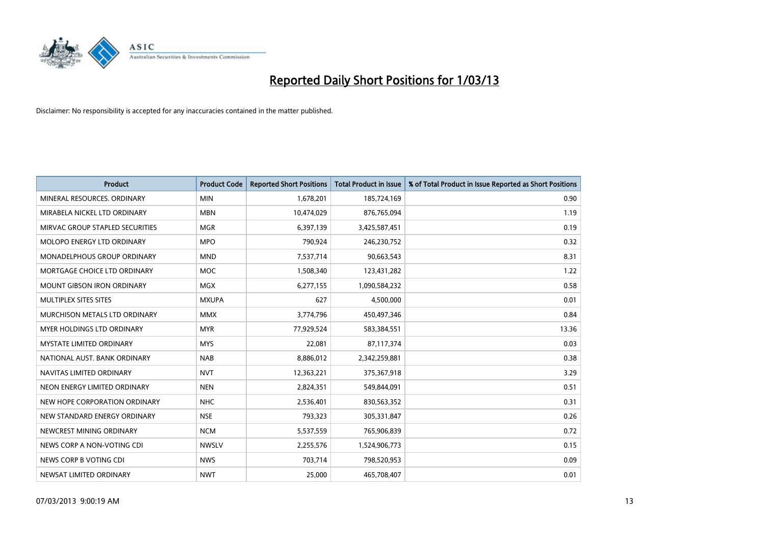# Reported Daily Short Positions for 1/03/13

Disclaimer: No responsibility is accepted for any inaccuracies contained in the matter published.

| Product | Product Code | Reported Short Positions | Total Product in Issue | % of Total Product in Issue Reported as Short Positions |
|---|---|---|---|---|
| MINERAL RESOURCES. ORDINARY | MIN | 1,678,201 | 185,724,169 | 0.90 |
| MIRABELA NICKEL LTD ORDINARY | MBN | 10,474,029 | 876,765,094 | 1.19 |
| MIRVAC GROUP STAPLED SECURITIES | MGR | 6,397,139 | 3,425,587,451 | 0.19 |
| MOLOPO ENERGY LTD ORDINARY | MPO | 790,924 | 246,230,752 | 0.32 |
| MONADELPHOUS GROUP ORDINARY | MND | 7,537,714 | 90,663,543 | 8.31 |
| MORTGAGE CHOICE LTD ORDINARY | MOC | 1,508,340 | 123,431,282 | 1.22 |
| MOUNT GIBSON IRON ORDINARY | MGX | 6,277,155 | 1,090,584,232 | 0.58 |
| MULTIPLEX SITES SITES | MXUPA | 627 | 4,500,000 | 0.01 |
| MURCHISON METALS LTD ORDINARY | MMX | 3,774,796 | 450,497,346 | 0.84 |
| MYER HOLDINGS LTD ORDINARY | MYR | 77,929,524 | 583,384,551 | 13.36 |
| MYSTATE LIMITED ORDINARY | MYS | 22,081 | 87,117,374 | 0.03 |
| NATIONAL AUST. BANK ORDINARY | NAB | 8,886,012 | 2,342,259,881 | 0.38 |
| NAVITAS LIMITED ORDINARY | NVT | 12,363,221 | 375,367,918 | 3.29 |
| NEON ENERGY LIMITED ORDINARY | NEN | 2,824,351 | 549,844,091 | 0.51 |
| NEW HOPE CORPORATION ORDINARY | NHC | 2,536,401 | 830,563,352 | 0.31 |
| NEW STANDARD ENERGY ORDINARY | NSE | 793,323 | 305,331,847 | 0.26 |
| NEWCREST MINING ORDINARY | NCM | 5,537,559 | 765,906,839 | 0.72 |
| NEWS CORP A NON-VOTING CDI | NWSLV | 2,255,576 | 1,524,906,773 | 0.15 |
| NEWS CORP B VOTING CDI | NWS | 703,714 | 798,520,953 | 0.09 |
| NEWSAT LIMITED ORDINARY | NWT | 25,000 | 465,708,407 | 0.01 |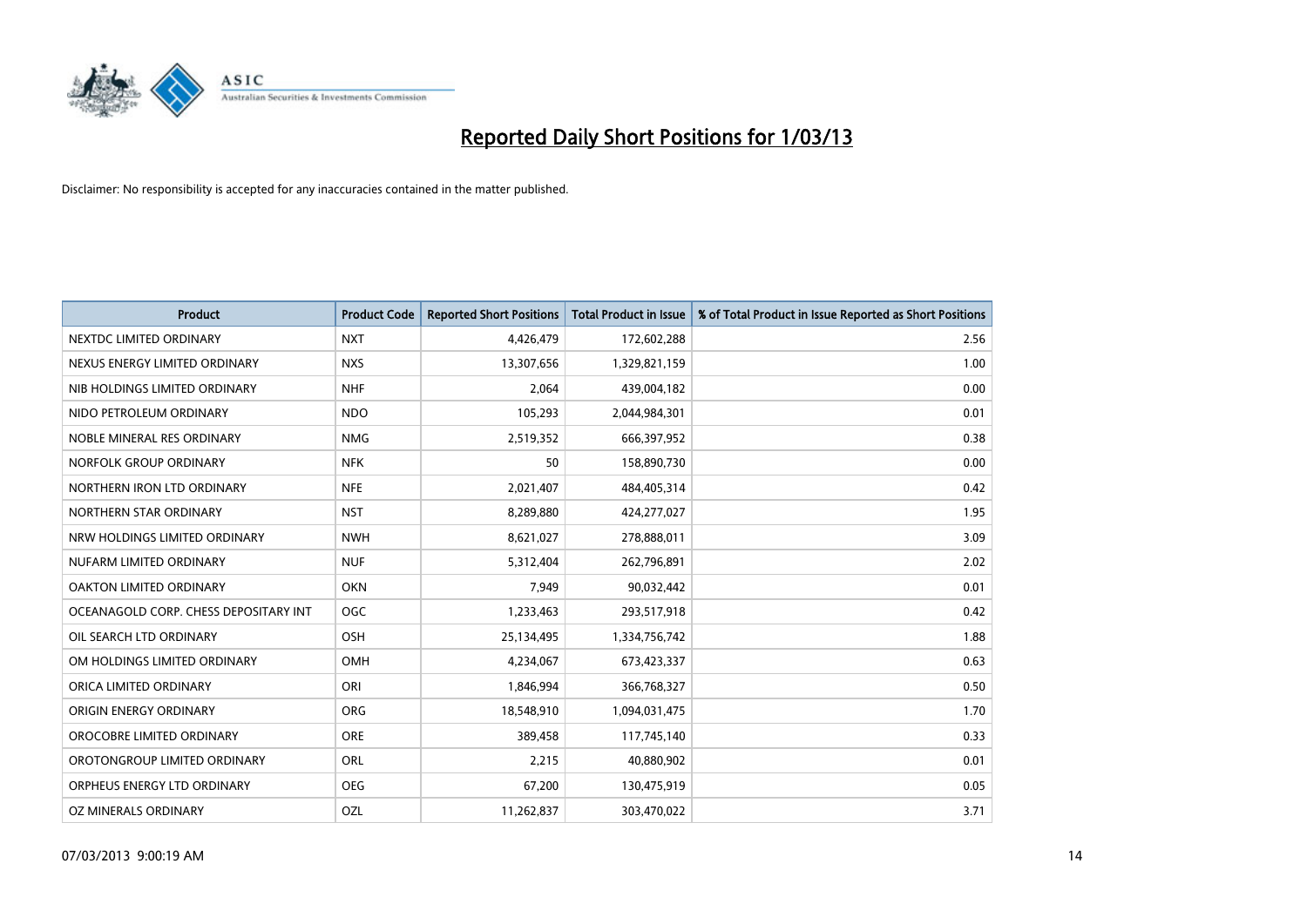# Reported Daily Short Positions for 1/03/13

Disclaimer: No responsibility is accepted for any inaccuracies contained in the matter published.

| Product | Product Code | Reported Short Positions | Total Product in Issue | % of Total Product in Issue Reported as Short Positions |
|---|---|---|---|---|
| NEXTDC LIMITED ORDINARY | NXT | 4,426,479 | 172,602,288 | 2.56 |
| NEXUS ENERGY LIMITED ORDINARY | NXS | 13,307,656 | 1,329,821,159 | 1.00 |
| NIB HOLDINGS LIMITED ORDINARY | NHF | 2,064 | 439,004,182 | 0.00 |
| NIDO PETROLEUM ORDINARY | NDO | 105,293 | 2,044,984,301 | 0.01 |
| NOBLE MINERAL RES ORDINARY | NMG | 2,519,352 | 666,397,952 | 0.38 |
| NORFOLK GROUP ORDINARY | NFK | 50 | 158,890,730 | 0.00 |
| NORTHERN IRON LTD ORDINARY | NFE | 2,021,407 | 484,405,314 | 0.42 |
| NORTHERN STAR ORDINARY | NST | 8,289,880 | 424,277,027 | 1.95 |
| NRW HOLDINGS LIMITED ORDINARY | NWH | 8,621,027 | 278,888,011 | 3.09 |
| NUFARM LIMITED ORDINARY | NUF | 5,312,404 | 262,796,891 | 2.02 |
| OAKTON LIMITED ORDINARY | OKN | 7,949 | 90,032,442 | 0.01 |
| OCEANAGOLD CORP. CHESS DEPOSITARY INT | OGC | 1,233,463 | 293,517,918 | 0.42 |
| OIL SEARCH LTD ORDINARY | OSH | 25,134,495 | 1,334,756,742 | 1.88 |
| OM HOLDINGS LIMITED ORDINARY | OMH | 4,234,067 | 673,423,337 | 0.63 |
| ORICA LIMITED ORDINARY | ORI | 1,846,994 | 366,768,327 | 0.50 |
| ORIGIN ENERGY ORDINARY | ORG | 18,548,910 | 1,094,031,475 | 1.70 |
| OROCOBRE LIMITED ORDINARY | ORE | 389,458 | 117,745,140 | 0.33 |
| OROTONGROUP LIMITED ORDINARY | ORL | 2,215 | 40,880,902 | 0.01 |
| ORPHEUS ENERGY LTD ORDINARY | OEG | 67,200 | 130,475,919 | 0.05 |
| OZ MINERALS ORDINARY | OZL | 11,262,837 | 303,470,022 | 3.71 |

07/03/2013 9:00:19 AM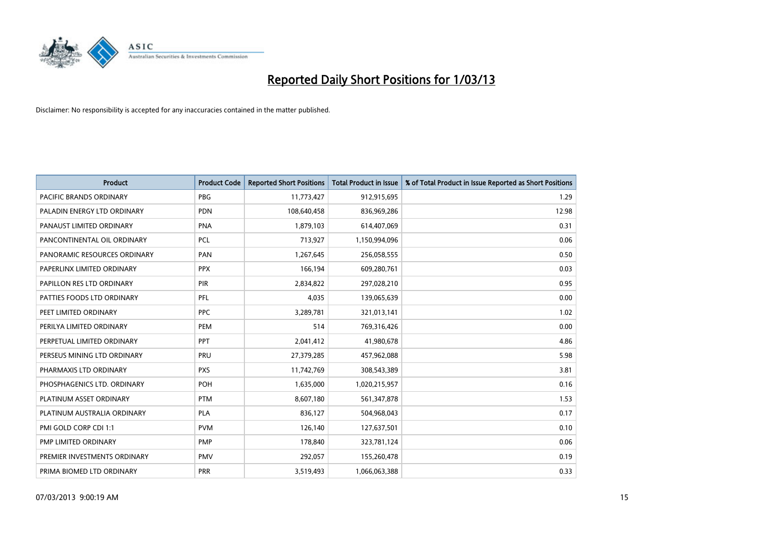# Reported Daily Short Positions for 1/03/13

Disclaimer: No responsibility is accepted for any inaccuracies contained in the matter published.

| Product | Product Code | Reported Short Positions | Total Product in Issue | % of Total Product in Issue Reported as Short Positions |
|---|---|---|---|---|
| PACIFIC BRANDS ORDINARY | PBG | 11,773,427 | 912,915,695 | 1.29 |
| PALADIN ENERGY LTD ORDINARY | PDN | 108,640,458 | 836,969,286 | 12.98 |
| PANAUST LIMITED ORDINARY | PNA | 1,879,103 | 614,407,069 | 0.31 |
| PANCONTINENTAL OIL ORDINARY | PCL | 713,927 | 1,150,994,096 | 0.06 |
| PANORAMIC RESOURCES ORDINARY | PAN | 1,267,645 | 256,058,555 | 0.50 |
| PAPERLINX LIMITED ORDINARY | PPX | 166,194 | 609,280,761 | 0.03 |
| PAPILLON RES LTD ORDINARY | PIR | 2,834,822 | 297,028,210 | 0.95 |
| PATTIES FOODS LTD ORDINARY | PFL | 4,035 | 139,065,639 | 0.00 |
| PEET LIMITED ORDINARY | PPC | 3,289,781 | 321,013,141 | 1.02 |
| PERILYA LIMITED ORDINARY | PEM | 514 | 769,316,426 | 0.00 |
| PERPETUAL LIMITED ORDINARY | PPT | 2,041,412 | 41,980,678 | 4.86 |
| PERSEUS MINING LTD ORDINARY | PRU | 27,379,285 | 457,962,088 | 5.98 |
| PHARMAXIS LTD ORDINARY | PXS | 11,742,769 | 308,543,389 | 3.81 |
| PHOSPHAGENICS LTD. ORDINARY | POH | 1,635,000 | 1,020,215,957 | 0.16 |
| PLATINUM ASSET ORDINARY | PTM | 8,607,180 | 561,347,878 | 1.53 |
| PLATINUM AUSTRALIA ORDINARY | PLA | 836,127 | 504,968,043 | 0.17 |
| PMI GOLD CORP CDI 1:1 | PVM | 126,140 | 127,637,501 | 0.10 |
| PMP LIMITED ORDINARY | PMP | 178,840 | 323,781,124 | 0.06 |
| PREMIER INVESTMENTS ORDINARY | PMV | 292,057 | 155,260,478 | 0.19 |
| PRIMA BIOMED LTD ORDINARY | PRR | 3,519,493 | 1,066,063,388 | 0.33 |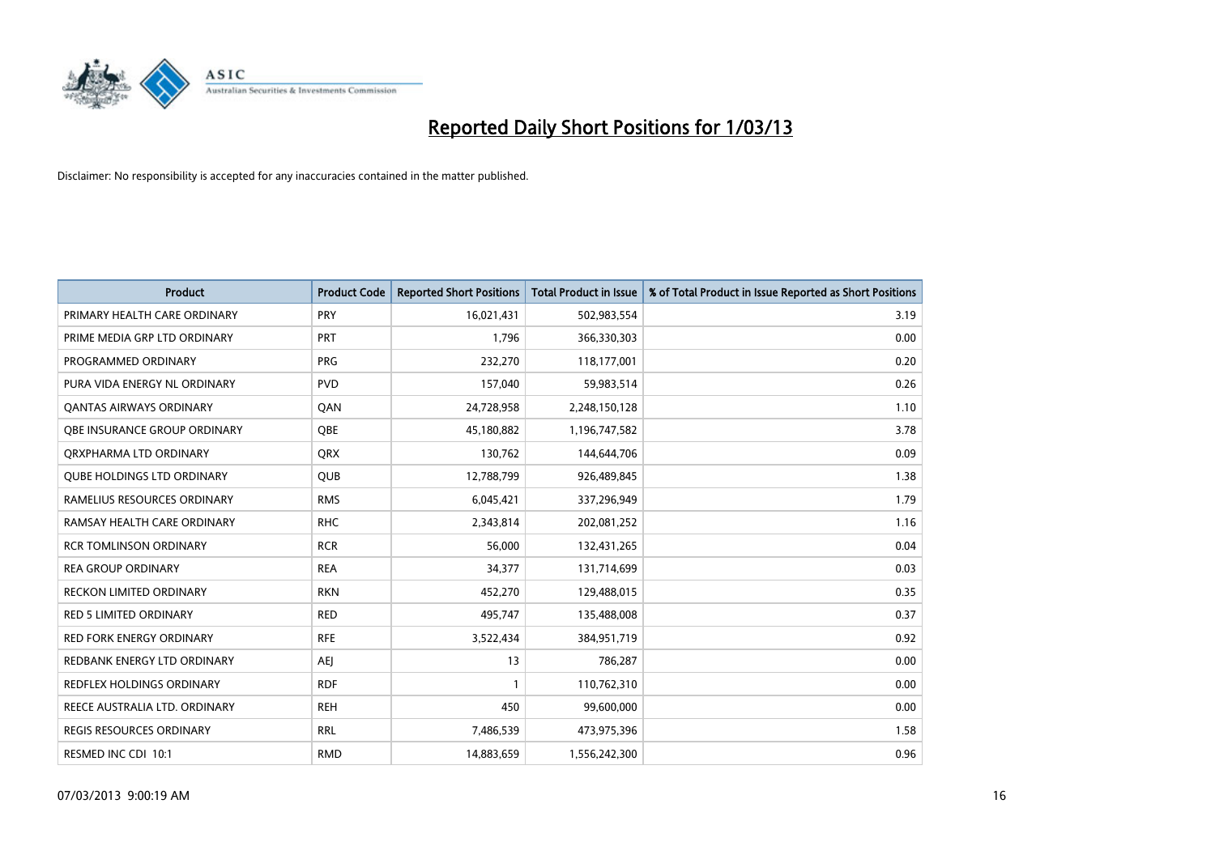# Reported Daily Short Positions for 1/03/13

Disclaimer: No responsibility is accepted for any inaccuracies contained in the matter published.

| Product | Product Code | Reported Short Positions | Total Product in Issue | % of Total Product in Issue Reported as Short Positions |
|---|---|---|---|---|
| PRIMARY HEALTH CARE ORDINARY | PRY | 16,021,431 | 502,983,554 | 3.19 |
| PRIME MEDIA GRP LTD ORDINARY | PRT | 1,796 | 366,330,303 | 0.00 |
| PROGRAMMED ORDINARY | PRG | 232,270 | 118,177,001 | 0.20 |
| PURA VIDA ENERGY NL ORDINARY | PVD | 157,040 | 59,983,514 | 0.26 |
| QANTAS AIRWAYS ORDINARY | QAN | 24,728,958 | 2,248,150,128 | 1.10 |
| QBE INSURANCE GROUP ORDINARY | QBE | 45,180,882 | 1,196,747,582 | 3.78 |
| QRXPHARMA LTD ORDINARY | QRX | 130,762 | 144,644,706 | 0.09 |
| QUBE HOLDINGS LTD ORDINARY | QUB | 12,788,799 | 926,489,845 | 1.38 |
| RAMELIUS RESOURCES ORDINARY | RMS | 6,045,421 | 337,296,949 | 1.79 |
| RAMSAY HEALTH CARE ORDINARY | RHC | 2,343,814 | 202,081,252 | 1.16 |
| RCR TOMLINSON ORDINARY | RCR | 56,000 | 132,431,265 | 0.04 |
| REA GROUP ORDINARY | REA | 34,377 | 131,714,699 | 0.03 |
| RECKON LIMITED ORDINARY | RKN | 452,270 | 129,488,015 | 0.35 |
| RED 5 LIMITED ORDINARY | RED | 495,747 | 135,488,008 | 0.37 |
| RED FORK ENERGY ORDINARY | RFE | 3,522,434 | 384,951,719 | 0.92 |
| REDBANK ENERGY LTD ORDINARY | AEJ | 13 | 786,287 | 0.00 |
| REDFLEX HOLDINGS ORDINARY | RDF | 1 | 110,762,310 | 0.00 |
| REECE AUSTRALIA LTD. ORDINARY | REH | 450 | 99,600,000 | 0.00 |
| REGIS RESOURCES ORDINARY | RRL | 7,486,539 | 473,975,396 | 1.58 |
| RESMED INC CDI 10:1 | RMD | 14,883,659 | 1,556,242,300 | 0.96 |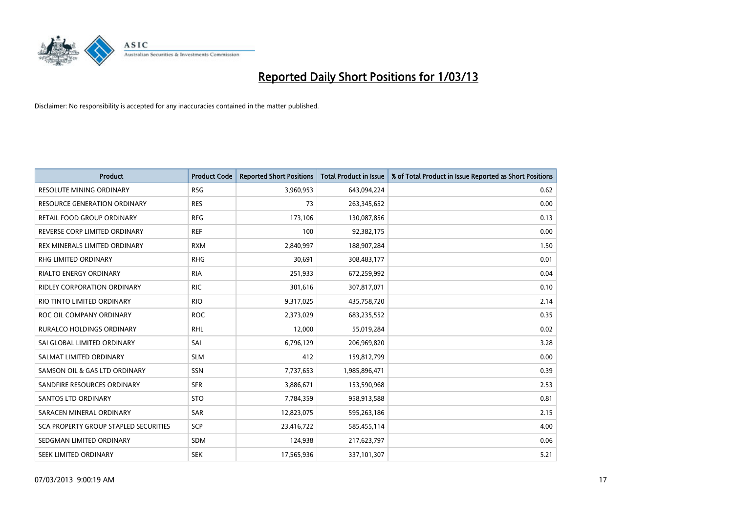# Reported Daily Short Positions for 1/03/13

Disclaimer: No responsibility is accepted for any inaccuracies contained in the matter published.

| Product | Product Code | Reported Short Positions | Total Product in Issue | % of Total Product in Issue Reported as Short Positions |
|---|---|---|---|---|
| RESOLUTE MINING ORDINARY | RSG | 3,960,953 | 643,094,224 | 0.62 |
| RESOURCE GENERATION ORDINARY | RES | 73 | 263,345,652 | 0.00 |
| RETAIL FOOD GROUP ORDINARY | RFG | 173,106 | 130,087,856 | 0.13 |
| REVERSE CORP LIMITED ORDINARY | REF | 100 | 92,382,175 | 0.00 |
| REX MINERALS LIMITED ORDINARY | RXM | 2,840,997 | 188,907,284 | 1.50 |
| RHG LIMITED ORDINARY | RHG | 30,691 | 308,483,177 | 0.01 |
| RIALTO ENERGY ORDINARY | RIA | 251,933 | 672,259,992 | 0.04 |
| RIDLEY CORPORATION ORDINARY | RIC | 301,616 | 307,817,071 | 0.10 |
| RIO TINTO LIMITED ORDINARY | RIO | 9,317,025 | 435,758,720 | 2.14 |
| ROC OIL COMPANY ORDINARY | ROC | 2,373,029 | 683,235,552 | 0.35 |
| RURALCO HOLDINGS ORDINARY | RHL | 12,000 | 55,019,284 | 0.02 |
| SAI GLOBAL LIMITED ORDINARY | SAI | 6,796,129 | 206,969,820 | 3.28 |
| SALMAT LIMITED ORDINARY | SLM | 412 | 159,812,799 | 0.00 |
| SAMSON OIL & GAS LTD ORDINARY | SSN | 7,737,653 | 1,985,896,471 | 0.39 |
| SANDFIRE RESOURCES ORDINARY | SFR | 3,886,671 | 153,590,968 | 2.53 |
| SANTOS LTD ORDINARY | STO | 7,784,359 | 958,913,588 | 0.81 |
| SARACEN MINERAL ORDINARY | SAR | 12,823,075 | 595,263,186 | 2.15 |
| SCA PROPERTY GROUP STAPLED SECURITIES | SCP | 23,416,722 | 585,455,114 | 4.00 |
| SEDGMAN LIMITED ORDINARY | SDM | 124,938 | 217,623,797 | 0.06 |
| SEEK LIMITED ORDINARY | SEK | 17,565,936 | 337,101,307 | 5.21 |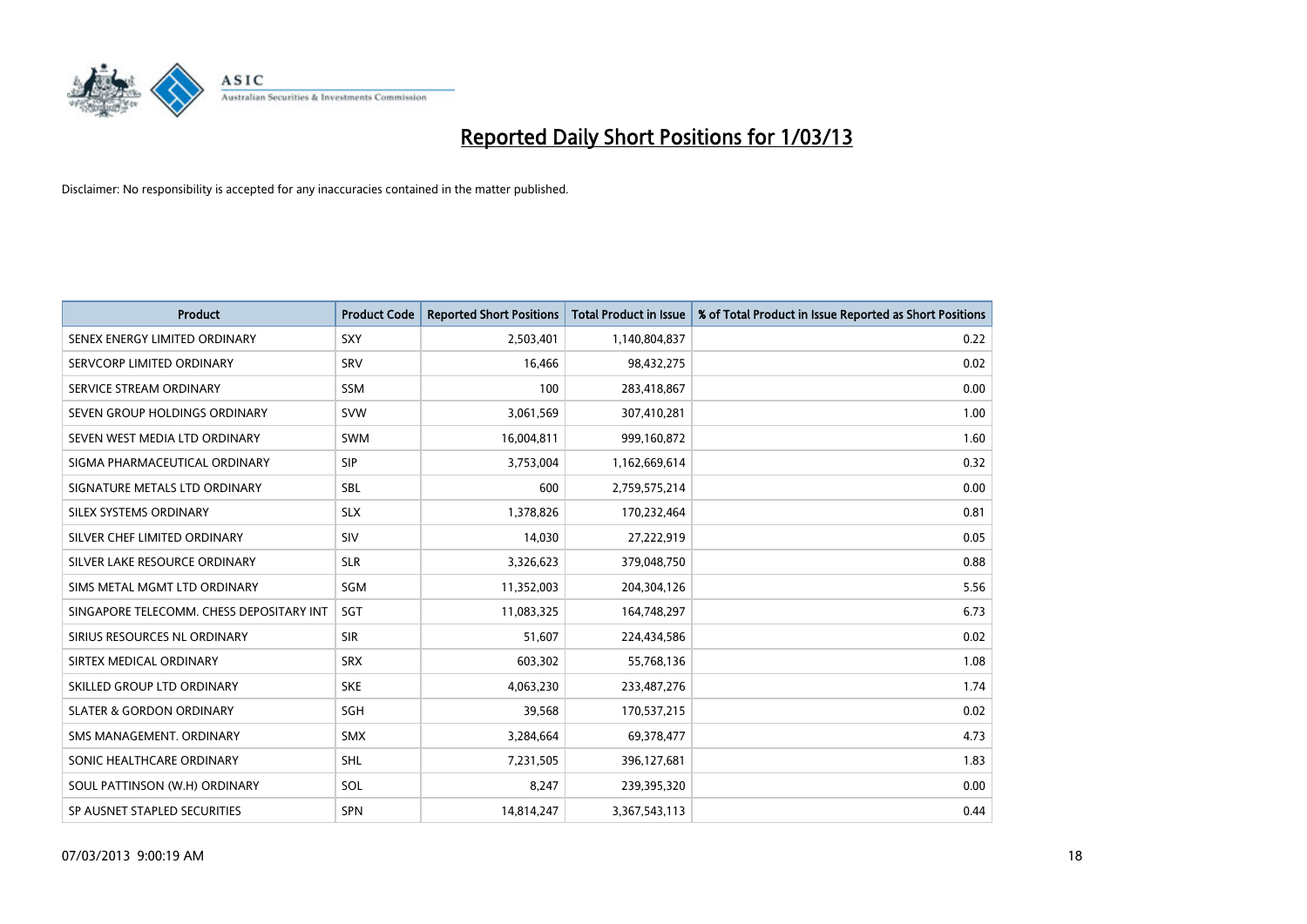# Reported Daily Short Positions for 1/03/13

Disclaimer: No responsibility is accepted for any inaccuracies contained in the matter published.

| Product | Product Code | Reported Short Positions | Total Product in Issue | % of Total Product in Issue Reported as Short Positions |
|---|---|---|---|---|
| SENEX ENERGY LIMITED ORDINARY | SXY | 2,503,401 | 1,140,804,837 | 0.22 |
| SERVCORP LIMITED ORDINARY | SRV | 16,466 | 98,432,275 | 0.02 |
| SERVICE STREAM ORDINARY | SSM | 100 | 283,418,867 | 0.00 |
| SEVEN GROUP HOLDINGS ORDINARY | SVW | 3,061,569 | 307,410,281 | 1.00 |
| SEVEN WEST MEDIA LTD ORDINARY | SWM | 16,004,811 | 999,160,872 | 1.60 |
| SIGMA PHARMACEUTICAL ORDINARY | SIP | 3,753,004 | 1,162,669,614 | 0.32 |
| SIGNATURE METALS LTD ORDINARY | SBL | 600 | 2,759,575,214 | 0.00 |
| SILEX SYSTEMS ORDINARY | SLX | 1,378,826 | 170,232,464 | 0.81 |
| SILVER CHEF LIMITED ORDINARY | SIV | 14,030 | 27,222,919 | 0.05 |
| SILVER LAKE RESOURCE ORDINARY | SLR | 3,326,623 | 379,048,750 | 0.88 |
| SIMS METAL MGMT LTD ORDINARY | SGM | 11,352,003 | 204,304,126 | 5.56 |
| SINGAPORE TELECOMM. CHESS DEPOSITARY INT | SGT | 11,083,325 | 164,748,297 | 6.73 |
| SIRIUS RESOURCES NL ORDINARY | SIR | 51,607 | 224,434,586 | 0.02 |
| SIRTEX MEDICAL ORDINARY | SRX | 603,302 | 55,768,136 | 1.08 |
| SKILLED GROUP LTD ORDINARY | SKE | 4,063,230 | 233,487,276 | 1.74 |
| SLATER & GORDON ORDINARY | SGH | 39,568 | 170,537,215 | 0.02 |
| SMS MANAGEMENT. ORDINARY | SMX | 3,284,664 | 69,378,477 | 4.73 |
| SONIC HEALTHCARE ORDINARY | SHL | 7,231,505 | 396,127,681 | 1.83 |
| SOUL PATTINSON (W.H) ORDINARY | SOL | 8,247 | 239,395,320 | 0.00 |
| SP AUSNET STAPLED SECURITIES | SPN | 14,814,247 | 3,367,543,113 | 0.44 |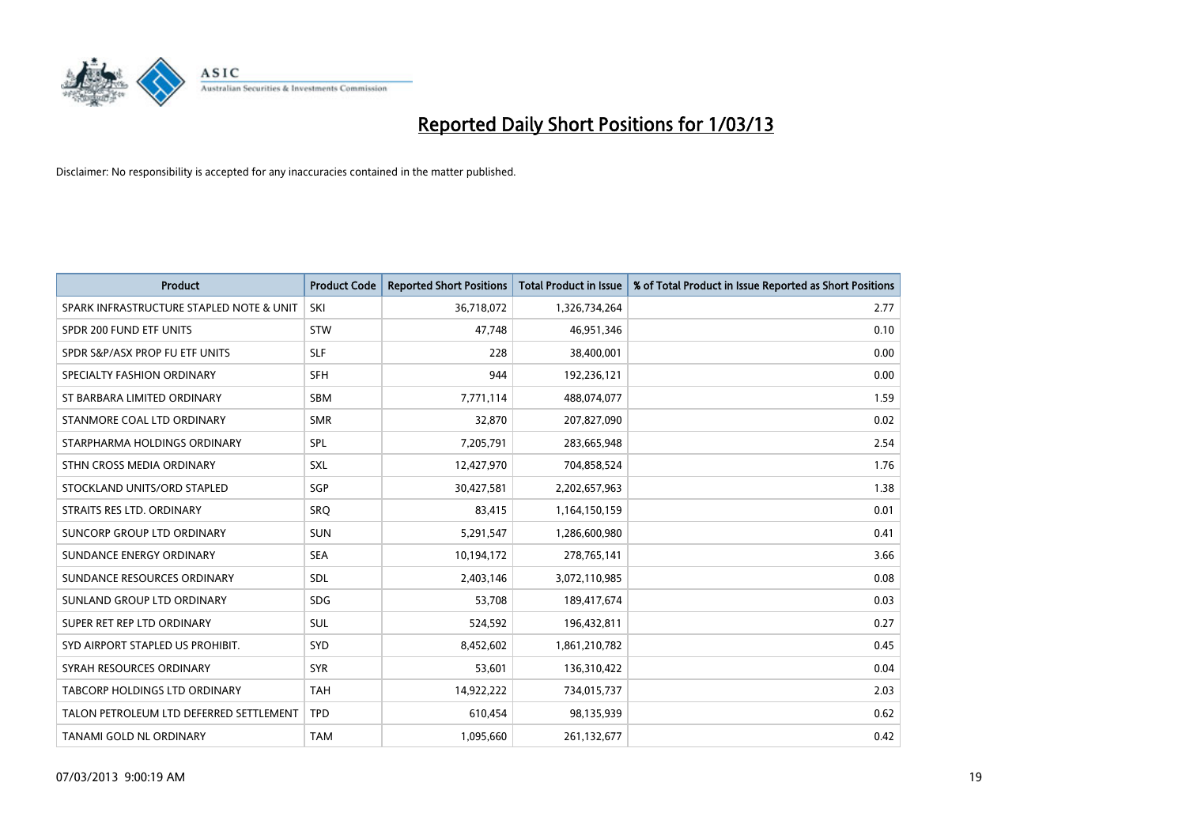# Reported Daily Short Positions for 1/03/13

Disclaimer: No responsibility is accepted for any inaccuracies contained in the matter published.

| Product | Product Code | Reported Short Positions | Total Product in Issue | % of Total Product in Issue Reported as Short Positions |
|---|---|---|---|---|
| SPARK INFRASTRUCTURE STAPLED NOTE & UNIT | SKI | 36,718,072 | 1,326,734,264 | 2.77 |
| SPDR 200 FUND ETF UNITS | STW | 47,748 | 46,951,346 | 0.10 |
| SPDR S&P/ASX PROP FU ETF UNITS | SLF | 228 | 38,400,001 | 0.00 |
| SPECIALTY FASHION ORDINARY | SFH | 944 | 192,236,121 | 0.00 |
| ST BARBARA LIMITED ORDINARY | SBM | 7,771,114 | 488,074,077 | 1.59 |
| STANMORE COAL LTD ORDINARY | SMR | 32,870 | 207,827,090 | 0.02 |
| STARPHARMA HOLDINGS ORDINARY | SPL | 7,205,791 | 283,665,948 | 2.54 |
| STHN CROSS MEDIA ORDINARY | SXL | 12,427,970 | 704,858,524 | 1.76 |
| STOCKLAND UNITS/ORD STAPLED | SGP | 30,427,581 | 2,202,657,963 | 1.38 |
| STRAITS RES LTD. ORDINARY | SRQ | 83,415 | 1,164,150,159 | 0.01 |
| SUNCORP GROUP LTD ORDINARY | SUN | 5,291,547 | 1,286,600,980 | 0.41 |
| SUNDANCE ENERGY ORDINARY | SEA | 10,194,172 | 278,765,141 | 3.66 |
| SUNDANCE RESOURCES ORDINARY | SDL | 2,403,146 | 3,072,110,985 | 0.08 |
| SUNLAND GROUP LTD ORDINARY | SDG | 53,708 | 189,417,674 | 0.03 |
| SUPER RET REP LTD ORDINARY | SUL | 524,592 | 196,432,811 | 0.27 |
| SYD AIRPORT STAPLED US PROHIBIT. | SYD | 8,452,602 | 1,861,210,782 | 0.45 |
| SYRAH RESOURCES ORDINARY | SYR | 53,601 | 136,310,422 | 0.04 |
| TABCORP HOLDINGS LTD ORDINARY | TAH | 14,922,222 | 734,015,737 | 2.03 |
| TALON PETROLEUM LTD DEFERRED SETTLEMENT | TPD | 610,454 | 98,135,939 | 0.62 |
| TANAMI GOLD NL ORDINARY | TAM | 1,095,660 | 261,132,677 | 0.42 |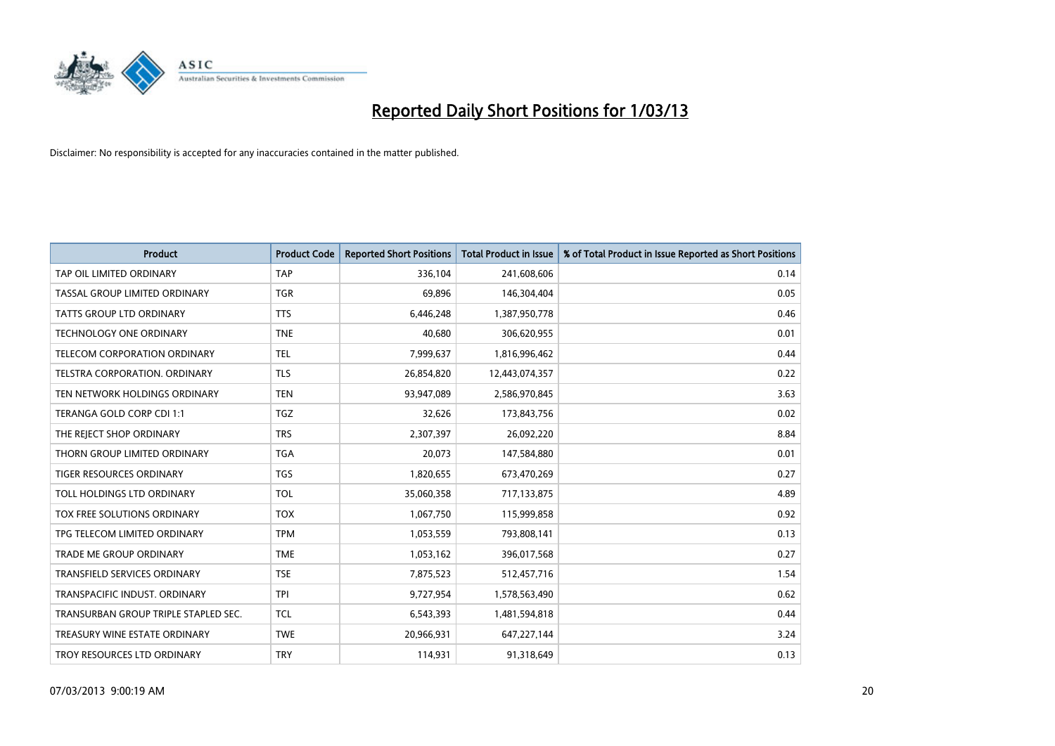# Reported Daily Short Positions for 1/03/13

Disclaimer: No responsibility is accepted for any inaccuracies contained in the matter published.

| Product | Product Code | Reported Short Positions | Total Product in Issue | % of Total Product in Issue Reported as Short Positions |
|---|---|---|---|---|
| TAP OIL LIMITED ORDINARY | TAP | 336,104 | 241,608,606 | 0.14 |
| TASSAL GROUP LIMITED ORDINARY | TGR | 69,896 | 146,304,404 | 0.05 |
| TATTS GROUP LTD ORDINARY | TTS | 6,446,248 | 1,387,950,778 | 0.46 |
| TECHNOLOGY ONE ORDINARY | TNE | 40,680 | 306,620,955 | 0.01 |
| TELECOM CORPORATION ORDINARY | TEL | 7,999,637 | 1,816,996,462 | 0.44 |
| TELSTRA CORPORATION. ORDINARY | TLS | 26,854,820 | 12,443,074,357 | 0.22 |
| TEN NETWORK HOLDINGS ORDINARY | TEN | 93,947,089 | 2,586,970,845 | 3.63 |
| TERANGA GOLD CORP CDI 1:1 | TGZ | 32,626 | 173,843,756 | 0.02 |
| THE REJECT SHOP ORDINARY | TRS | 2,307,397 | 26,092,220 | 8.84 |
| THORN GROUP LIMITED ORDINARY | TGA | 20,073 | 147,584,880 | 0.01 |
| TIGER RESOURCES ORDINARY | TGS | 1,820,655 | 673,470,269 | 0.27 |
| TOLL HOLDINGS LTD ORDINARY | TOL | 35,060,358 | 717,133,875 | 4.89 |
| TOX FREE SOLUTIONS ORDINARY | TOX | 1,067,750 | 115,999,858 | 0.92 |
| TPG TELECOM LIMITED ORDINARY | TPM | 1,053,559 | 793,808,141 | 0.13 |
| TRADE ME GROUP ORDINARY | TME | 1,053,162 | 396,017,568 | 0.27 |
| TRANSFIELD SERVICES ORDINARY | TSE | 7,875,523 | 512,457,716 | 1.54 |
| TRANSPACIFIC INDUST. ORDINARY | TPI | 9,727,954 | 1,578,563,490 | 0.62 |
| TRANSURBAN GROUP TRIPLE STAPLED SEC. | TCL | 6,543,393 | 1,481,594,818 | 0.44 |
| TREASURY WINE ESTATE ORDINARY | TWE | 20,966,931 | 647,227,144 | 3.24 |
| TROY RESOURCES LTD ORDINARY | TRY | 114,931 | 91,318,649 | 0.13 |

07/03/2013 9:00:19 AM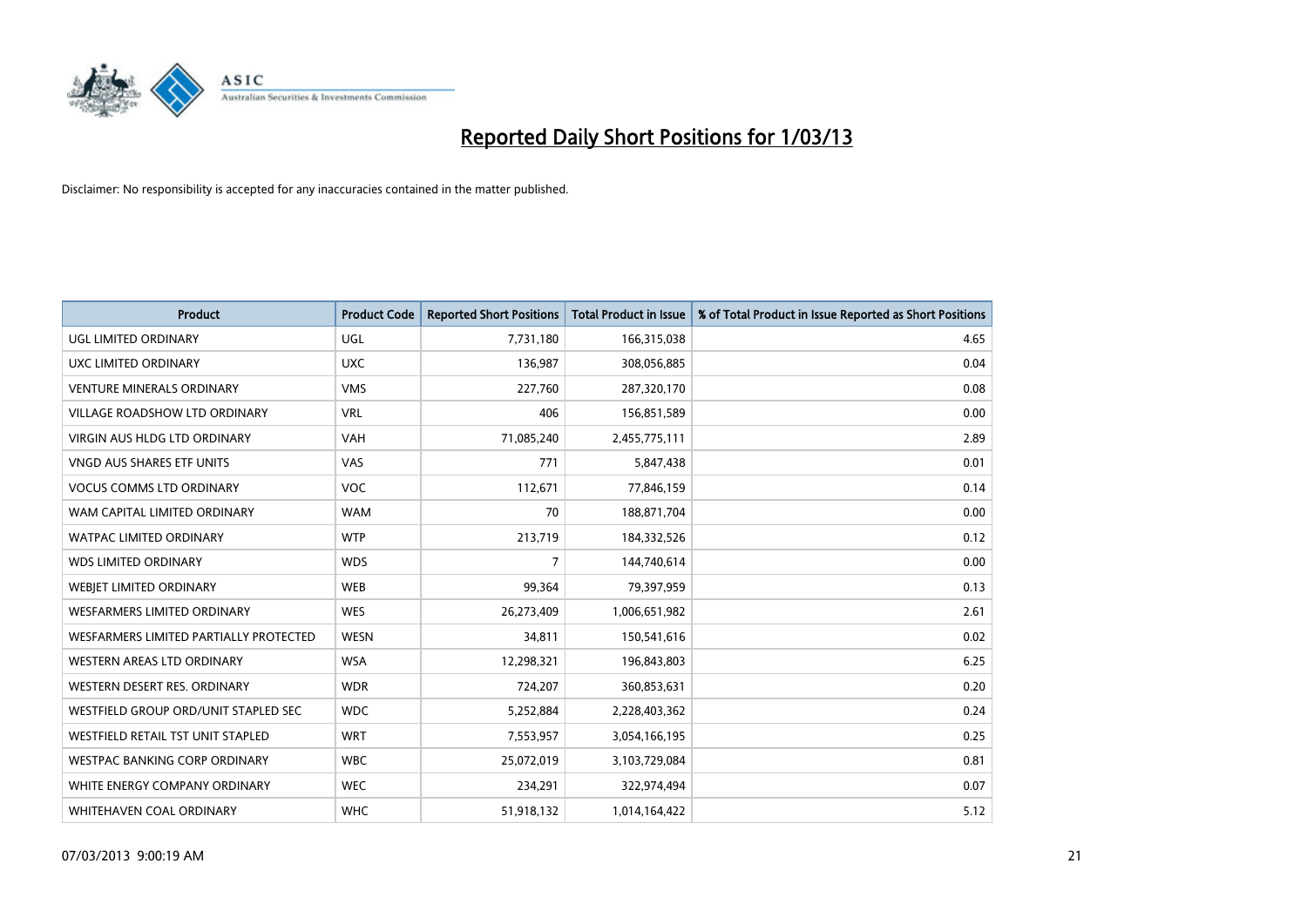# Reported Daily Short Positions for 1/03/13

Disclaimer: No responsibility is accepted for any inaccuracies contained in the matter published.

| Product | Product Code | Reported Short Positions | Total Product in Issue | % of Total Product in Issue Reported as Short Positions |
|---|---|---|---|---|
| UGL LIMITED ORDINARY | UGL | 7,731,180 | 166,315,038 | 4.65 |
| UXC LIMITED ORDINARY | UXC | 136,987 | 308,056,885 | 0.04 |
| VENTURE MINERALS ORDINARY | VMS | 227,760 | 287,320,170 | 0.08 |
| VILLAGE ROADSHOW LTD ORDINARY | VRL | 406 | 156,851,589 | 0.00 |
| VIRGIN AUS HLDG LTD ORDINARY | VAH | 71,085,240 | 2,455,775,111 | 2.89 |
| VNGD AUS SHARES ETF UNITS | VAS | 771 | 5,847,438 | 0.01 |
| VOCUS COMMS LTD ORDINARY | VOC | 112,671 | 77,846,159 | 0.14 |
| WAM CAPITAL LIMITED ORDINARY | WAM | 70 | 188,871,704 | 0.00 |
| WATPAC LIMITED ORDINARY | WTP | 213,719 | 184,332,526 | 0.12 |
| WDS LIMITED ORDINARY | WDS | 7 | 144,740,614 | 0.00 |
| WEBJET LIMITED ORDINARY | WEB | 99,364 | 79,397,959 | 0.13 |
| WESFARMERS LIMITED ORDINARY | WES | 26,273,409 | 1,006,651,982 | 2.61 |
| WESFARMERS LIMITED PARTIALLY PROTECTED | WESN | 34,811 | 150,541,616 | 0.02 |
| WESTERN AREAS LTD ORDINARY | WSA | 12,298,321 | 196,843,803 | 6.25 |
| WESTERN DESERT RES. ORDINARY | WDR | 724,207 | 360,853,631 | 0.20 |
| WESTFIELD GROUP ORD/UNIT STAPLED SEC | WDC | 5,252,884 | 2,228,403,362 | 0.24 |
| WESTFIELD RETAIL TST UNIT STAPLED | WRT | 7,553,957 | 3,054,166,195 | 0.25 |
| WESTPAC BANKING CORP ORDINARY | WBC | 25,072,019 | 3,103,729,084 | 0.81 |
| WHITE ENERGY COMPANY ORDINARY | WEC | 234,291 | 322,974,494 | 0.07 |
| WHITEHAVEN COAL ORDINARY | WHC | 51,918,132 | 1,014,164,422 | 5.12 |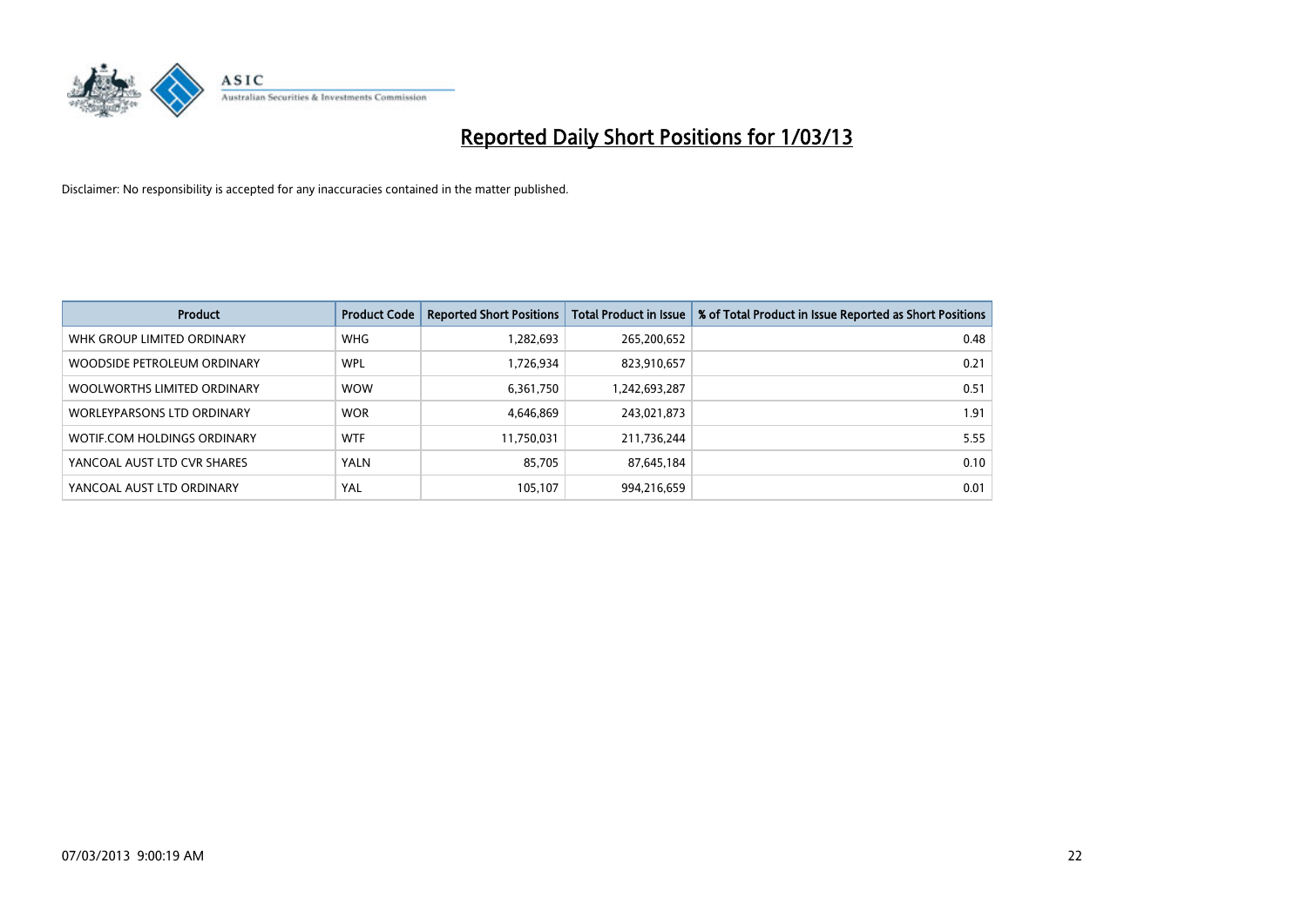# Reported Daily Short Positions for 1/03/13

Disclaimer: No responsibility is accepted for any inaccuracies contained in the matter published.

| Product | Product Code | Reported Short Positions | Total Product in Issue | % of Total Product in Issue Reported as Short Positions |
|---|---|---|---|---|
| WHK GROUP LIMITED ORDINARY | WHG | 1,282,693 | 265,200,652 | 0.48 |
| WOODSIDE PETROLEUM ORDINARY | WPL | 1,726,934 | 823,910,657 | 0.21 |
| WOOLWORTHS LIMITED ORDINARY | WOW | 6,361,750 | 1,242,693,287 | 0.51 |
| WORLEYPARSONS LTD ORDINARY | WOR | 4,646,869 | 243,021,873 | 1.91 |
| WOTIF.COM HOLDINGS ORDINARY | WTF | 11,750,031 | 211,736,244 | 5.55 |
| YANCOAL AUST LTD CVR SHARES | YALN | 85,705 | 87,645,184 | 0.10 |
| YANCOAL AUST LTD ORDINARY | YAL | 105,107 | 994,216,659 | 0.01 |